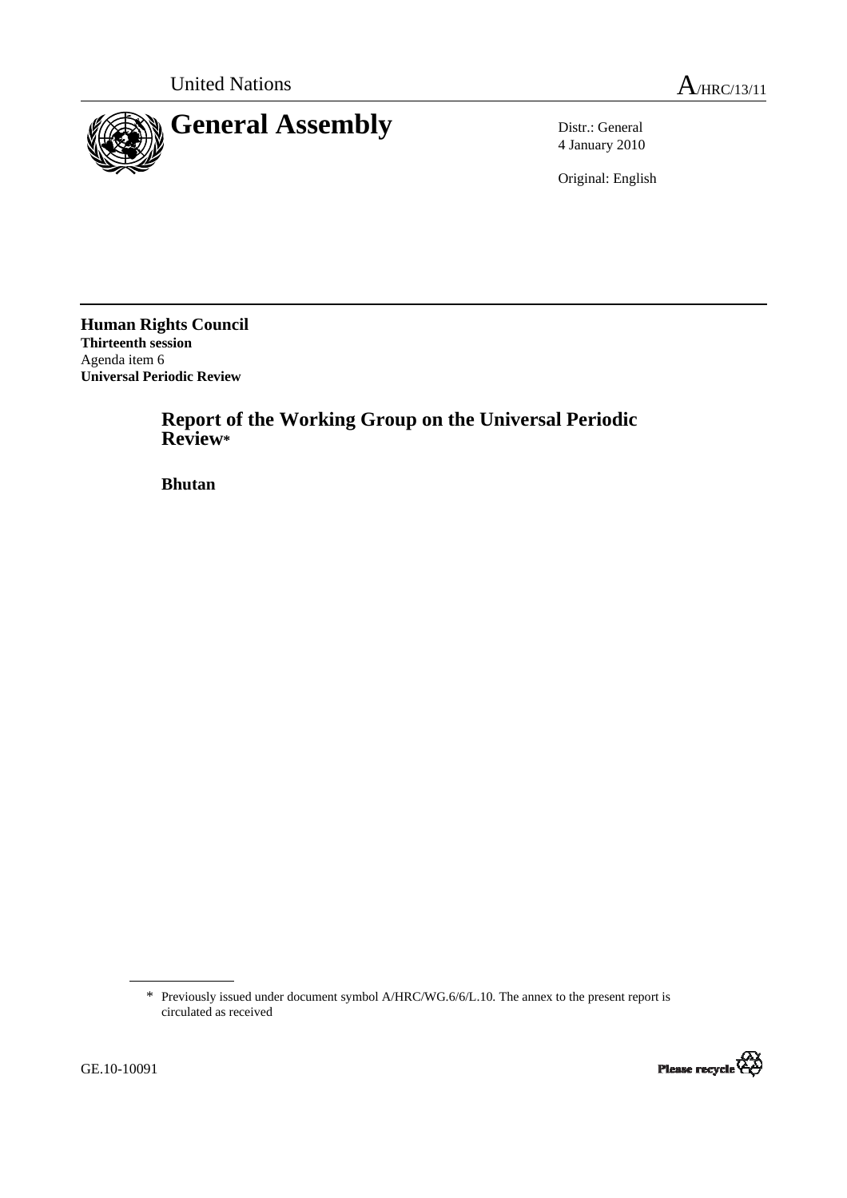United Nations A/HRC/13/11

# General Assembly

Distr.: General
4 January 2010

Original: English

**Human Rights Council**
**Thirteenth session**
Agenda item 6
**Universal Periodic Review**

## Report of the Working Group on the Universal Periodic Review*

**Bhutan**

---

\* Previously issued under document symbol A/HRC/WG.6/6/L.10. The annex to the present report is circulated as received

GE.10-10091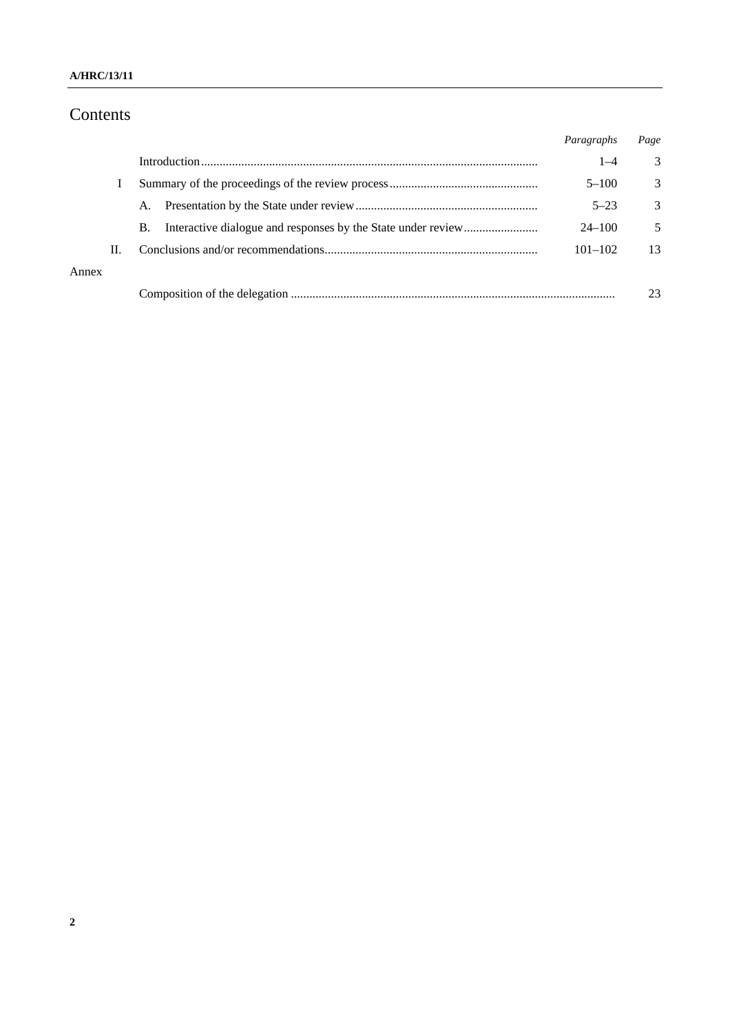# Contents

| | | *Paragraphs* | *Page* |
|---|---|---|---|
| | Introduction | 1–4 | 3 |
| I | Summary of the proceedings of the review process | 5–100 | 3 |
| | A. Presentation by the State under review | 5–23 | 3 |
| | B. Interactive dialogue and responses by the State under review | 24–100 | 5 |
| II. | Conclusions and/or recommendations | 101–102 | 13 |
| Annex | | | |
| | Composition of the delegation | | 23 |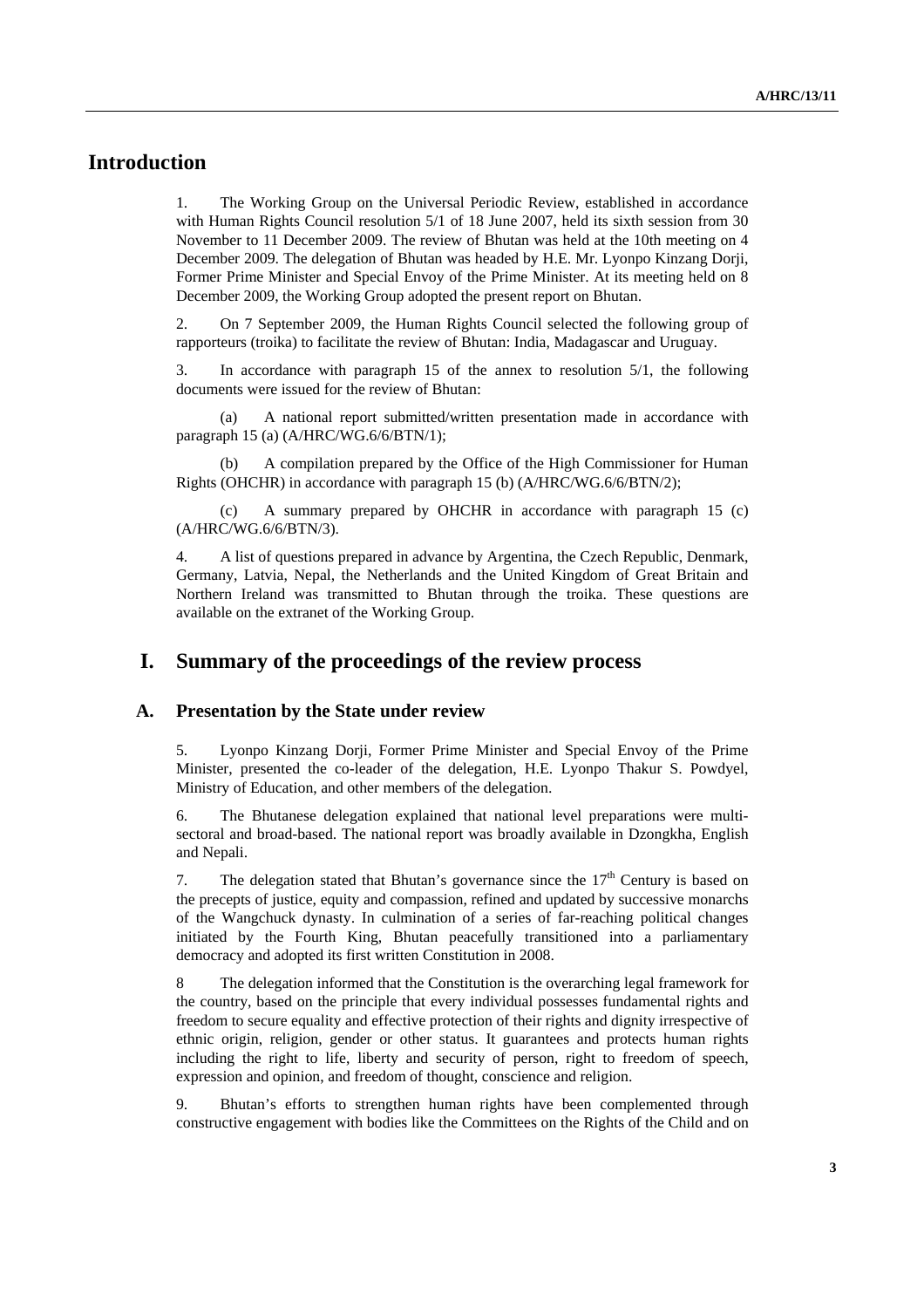# Introduction

1. The Working Group on the Universal Periodic Review, established in accordance with Human Rights Council resolution 5/1 of 18 June 2007, held its sixth session from 30 November to 11 December 2009. The review of Bhutan was held at the 10th meeting on 4 December 2009. The delegation of Bhutan was headed by H.E. Mr. Lyonpo Kinzang Dorji, Former Prime Minister and Special Envoy of the Prime Minister. At its meeting held on 8 December 2009, the Working Group adopted the present report on Bhutan.

2. On 7 September 2009, the Human Rights Council selected the following group of rapporteurs (troika) to facilitate the review of Bhutan: India, Madagascar and Uruguay.

3. In accordance with paragraph 15 of the annex to resolution 5/1, the following documents were issued for the review of Bhutan:

(a) A national report submitted/written presentation made in accordance with paragraph 15 (a) (A/HRC/WG.6/6/BTN/1);

(b) A compilation prepared by the Office of the High Commissioner for Human Rights (OHCHR) in accordance with paragraph 15 (b) (A/HRC/WG.6/6/BTN/2);

(c) A summary prepared by OHCHR in accordance with paragraph 15 (c) (A/HRC/WG.6/6/BTN/3).

4. A list of questions prepared in advance by Argentina, the Czech Republic, Denmark, Germany, Latvia, Nepal, the Netherlands and the United Kingdom of Great Britain and Northern Ireland was transmitted to Bhutan through the troika. These questions are available on the extranet of the Working Group.

# I. Summary of the proceedings of the review process

## A. Presentation by the State under review

5. Lyonpo Kinzang Dorji, Former Prime Minister and Special Envoy of the Prime Minister, presented the co-leader of the delegation, H.E. Lyonpo Thakur S. Powdyel, Ministry of Education, and other members of the delegation.

6. The Bhutanese delegation explained that national level preparations were multi-sectoral and broad-based. The national report was broadly available in Dzongkha, English and Nepali.

7. The delegation stated that Bhutan's governance since the 17th Century is based on the precepts of justice, equity and compassion, refined and updated by successive monarchs of the Wangchuck dynasty. In culmination of a series of far-reaching political changes initiated by the Fourth King, Bhutan peacefully transitioned into a parliamentary democracy and adopted its first written Constitution in 2008.

8 The delegation informed that the Constitution is the overarching legal framework for the country, based on the principle that every individual possesses fundamental rights and freedom to secure equality and effective protection of their rights and dignity irrespective of ethnic origin, religion, gender or other status. It guarantees and protects human rights including the right to life, liberty and security of person, right to freedom of speech, expression and opinion, and freedom of thought, conscience and religion.

9. Bhutan's efforts to strengthen human rights have been complemented through constructive engagement with bodies like the Committees on the Rights of the Child and on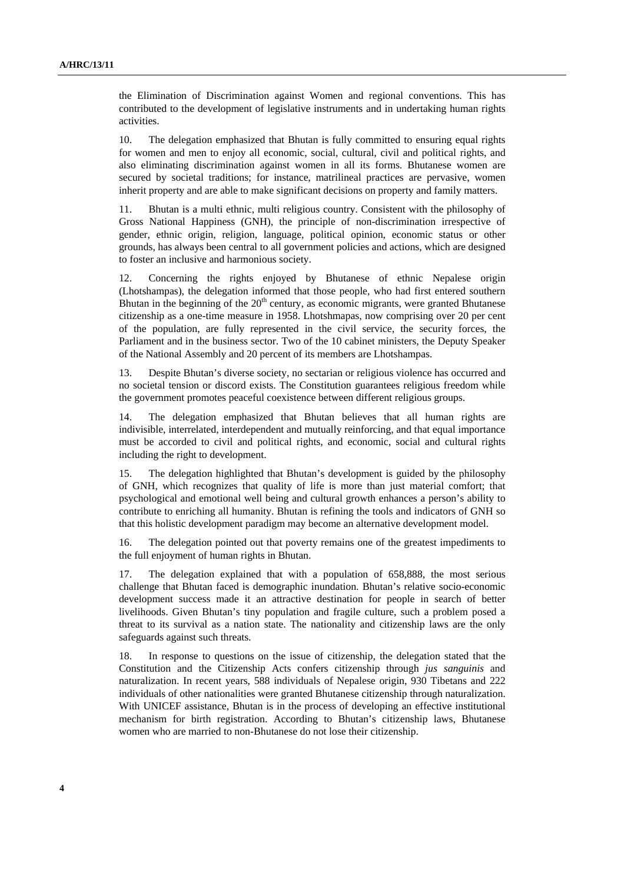the Elimination of Discrimination against Women and regional conventions. This has contributed to the development of legislative instruments and in undertaking human rights activities.

10. The delegation emphasized that Bhutan is fully committed to ensuring equal rights for women and men to enjoy all economic, social, cultural, civil and political rights, and also eliminating discrimination against women in all its forms. Bhutanese women are secured by societal traditions; for instance, matrilineal practices are pervasive, women inherit property and are able to make significant decisions on property and family matters.

11. Bhutan is a multi ethnic, multi religious country. Consistent with the philosophy of Gross National Happiness (GNH), the principle of non-discrimination irrespective of gender, ethnic origin, religion, language, political opinion, economic status or other grounds, has always been central to all government policies and actions, which are designed to foster an inclusive and harmonious society.

12. Concerning the rights enjoyed by Bhutanese of ethnic Nepalese origin (Lhotshampas), the delegation informed that those people, who had first entered southern Bhutan in the beginning of the 20th century, as economic migrants, were granted Bhutanese citizenship as a one-time measure in 1958. Lhotshmapas, now comprising over 20 per cent of the population, are fully represented in the civil service, the security forces, the Parliament and in the business sector. Two of the 10 cabinet ministers, the Deputy Speaker of the National Assembly and 20 percent of its members are Lhotshampas.

13. Despite Bhutan's diverse society, no sectarian or religious violence has occurred and no societal tension or discord exists. The Constitution guarantees religious freedom while the government promotes peaceful coexistence between different religious groups.

14. The delegation emphasized that Bhutan believes that all human rights are indivisible, interrelated, interdependent and mutually reinforcing, and that equal importance must be accorded to civil and political rights, and economic, social and cultural rights including the right to development.

15. The delegation highlighted that Bhutan's development is guided by the philosophy of GNH, which recognizes that quality of life is more than just material comfort; that psychological and emotional well being and cultural growth enhances a person's ability to contribute to enriching all humanity. Bhutan is refining the tools and indicators of GNH so that this holistic development paradigm may become an alternative development model.

16. The delegation pointed out that poverty remains one of the greatest impediments to the full enjoyment of human rights in Bhutan.

17. The delegation explained that with a population of 658,888, the most serious challenge that Bhutan faced is demographic inundation. Bhutan's relative socio-economic development success made it an attractive destination for people in search of better livelihoods. Given Bhutan's tiny population and fragile culture, such a problem posed a threat to its survival as a nation state. The nationality and citizenship laws are the only safeguards against such threats.

18. In response to questions on the issue of citizenship, the delegation stated that the Constitution and the Citizenship Acts confers citizenship through *jus sanguinis* and naturalization. In recent years, 588 individuals of Nepalese origin, 930 Tibetans and 222 individuals of other nationalities were granted Bhutanese citizenship through naturalization. With UNICEF assistance, Bhutan is in the process of developing an effective institutional mechanism for birth registration. According to Bhutan's citizenship laws, Bhutanese women who are married to non-Bhutanese do not lose their citizenship.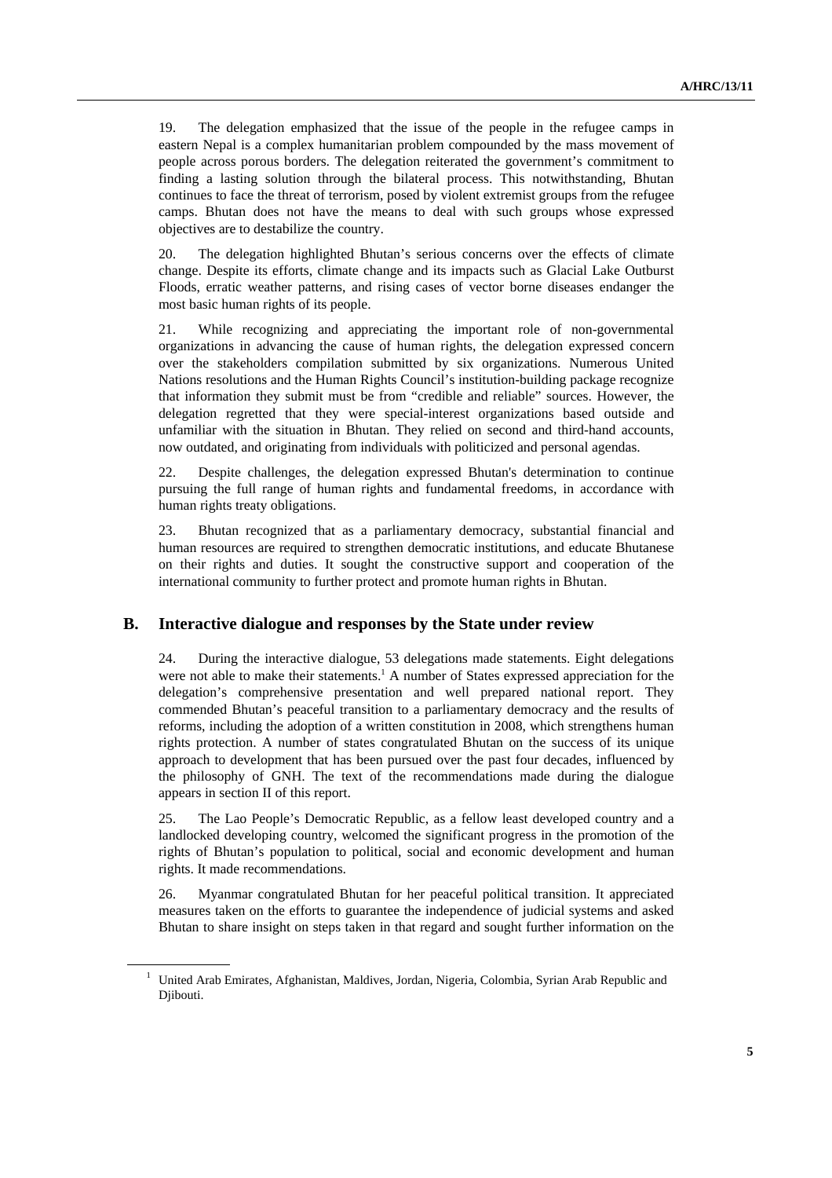19. The delegation emphasized that the issue of the people in the refugee camps in eastern Nepal is a complex humanitarian problem compounded by the mass movement of people across porous borders. The delegation reiterated the government's commitment to finding a lasting solution through the bilateral process. This notwithstanding, Bhutan continues to face the threat of terrorism, posed by violent extremist groups from the refugee camps. Bhutan does not have the means to deal with such groups whose expressed objectives are to destabilize the country.

20. The delegation highlighted Bhutan's serious concerns over the effects of climate change. Despite its efforts, climate change and its impacts such as Glacial Lake Outburst Floods, erratic weather patterns, and rising cases of vector borne diseases endanger the most basic human rights of its people.

21. While recognizing and appreciating the important role of non-governmental organizations in advancing the cause of human rights, the delegation expressed concern over the stakeholders compilation submitted by six organizations. Numerous United Nations resolutions and the Human Rights Council's institution-building package recognize that information they submit must be from "credible and reliable" sources. However, the delegation regretted that they were special-interest organizations based outside and unfamiliar with the situation in Bhutan. They relied on second and third-hand accounts, now outdated, and originating from individuals with politicized and personal agendas.

22. Despite challenges, the delegation expressed Bhutan's determination to continue pursuing the full range of human rights and fundamental freedoms, in accordance with human rights treaty obligations.

23. Bhutan recognized that as a parliamentary democracy, substantial financial and human resources are required to strengthen democratic institutions, and educate Bhutanese on their rights and duties. It sought the constructive support and cooperation of the international community to further protect and promote human rights in Bhutan.

## B. Interactive dialogue and responses by the State under review

24. During the interactive dialogue, 53 delegations made statements. Eight delegations were not able to make their statements.[1] A number of States expressed appreciation for the delegation's comprehensive presentation and well prepared national report. They commended Bhutan's peaceful transition to a parliamentary democracy and the results of reforms, including the adoption of a written constitution in 2008, which strengthens human rights protection. A number of states congratulated Bhutan on the success of its unique approach to development that has been pursued over the past four decades, influenced by the philosophy of GNH. The text of the recommendations made during the dialogue appears in section II of this report.

25. The Lao People's Democratic Republic, as a fellow least developed country and a landlocked developing country, welcomed the significant progress in the promotion of the rights of Bhutan's population to political, social and economic development and human rights. It made recommendations.

26. Myanmar congratulated Bhutan for her peaceful political transition. It appreciated measures taken on the efforts to guarantee the independence of judicial systems and asked Bhutan to share insight on steps taken in that regard and sought further information on the

[1] United Arab Emirates, Afghanistan, Maldives, Jordan, Nigeria, Colombia, Syrian Arab Republic and Djibouti.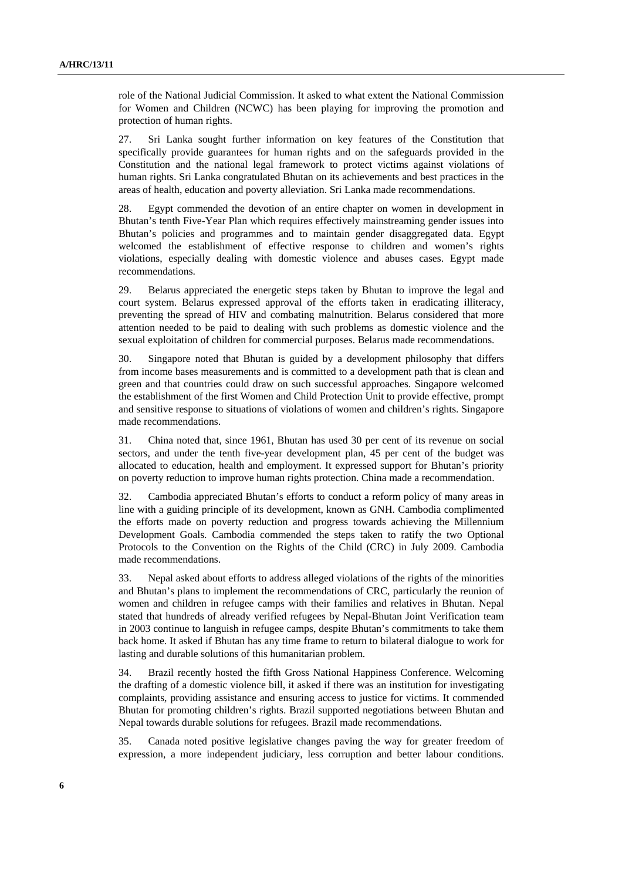role of the National Judicial Commission. It asked to what extent the National Commission for Women and Children (NCWC) has been playing for improving the promotion and protection of human rights.

27. Sri Lanka sought further information on key features of the Constitution that specifically provide guarantees for human rights and on the safeguards provided in the Constitution and the national legal framework to protect victims against violations of human rights. Sri Lanka congratulated Bhutan on its achievements and best practices in the areas of health, education and poverty alleviation. Sri Lanka made recommendations.

28. Egypt commended the devotion of an entire chapter on women in development in Bhutan's tenth Five-Year Plan which requires effectively mainstreaming gender issues into Bhutan's policies and programmes and to maintain gender disaggregated data. Egypt welcomed the establishment of effective response to children and women's rights violations, especially dealing with domestic violence and abuses cases. Egypt made recommendations.

29. Belarus appreciated the energetic steps taken by Bhutan to improve the legal and court system. Belarus expressed approval of the efforts taken in eradicating illiteracy, preventing the spread of HIV and combating malnutrition. Belarus considered that more attention needed to be paid to dealing with such problems as domestic violence and the sexual exploitation of children for commercial purposes. Belarus made recommendations.

30. Singapore noted that Bhutan is guided by a development philosophy that differs from income bases measurements and is committed to a development path that is clean and green and that countries could draw on such successful approaches. Singapore welcomed the establishment of the first Women and Child Protection Unit to provide effective, prompt and sensitive response to situations of violations of women and children's rights. Singapore made recommendations.

31. China noted that, since 1961, Bhutan has used 30 per cent of its revenue on social sectors, and under the tenth five-year development plan, 45 per cent of the budget was allocated to education, health and employment. It expressed support for Bhutan's priority on poverty reduction to improve human rights protection. China made a recommendation.

32. Cambodia appreciated Bhutan's efforts to conduct a reform policy of many areas in line with a guiding principle of its development, known as GNH. Cambodia complimented the efforts made on poverty reduction and progress towards achieving the Millennium Development Goals. Cambodia commended the steps taken to ratify the two Optional Protocols to the Convention on the Rights of the Child (CRC) in July 2009. Cambodia made recommendations.

33. Nepal asked about efforts to address alleged violations of the rights of the minorities and Bhutan's plans to implement the recommendations of CRC, particularly the reunion of women and children in refugee camps with their families and relatives in Bhutan. Nepal stated that hundreds of already verified refugees by Nepal-Bhutan Joint Verification team in 2003 continue to languish in refugee camps, despite Bhutan's commitments to take them back home. It asked if Bhutan has any time frame to return to bilateral dialogue to work for lasting and durable solutions of this humanitarian problem.

34. Brazil recently hosted the fifth Gross National Happiness Conference. Welcoming the drafting of a domestic violence bill, it asked if there was an institution for investigating complaints, providing assistance and ensuring access to justice for victims. It commended Bhutan for promoting children's rights. Brazil supported negotiations between Bhutan and Nepal towards durable solutions for refugees. Brazil made recommendations.

35. Canada noted positive legislative changes paving the way for greater freedom of expression, a more independent judiciary, less corruption and better labour conditions.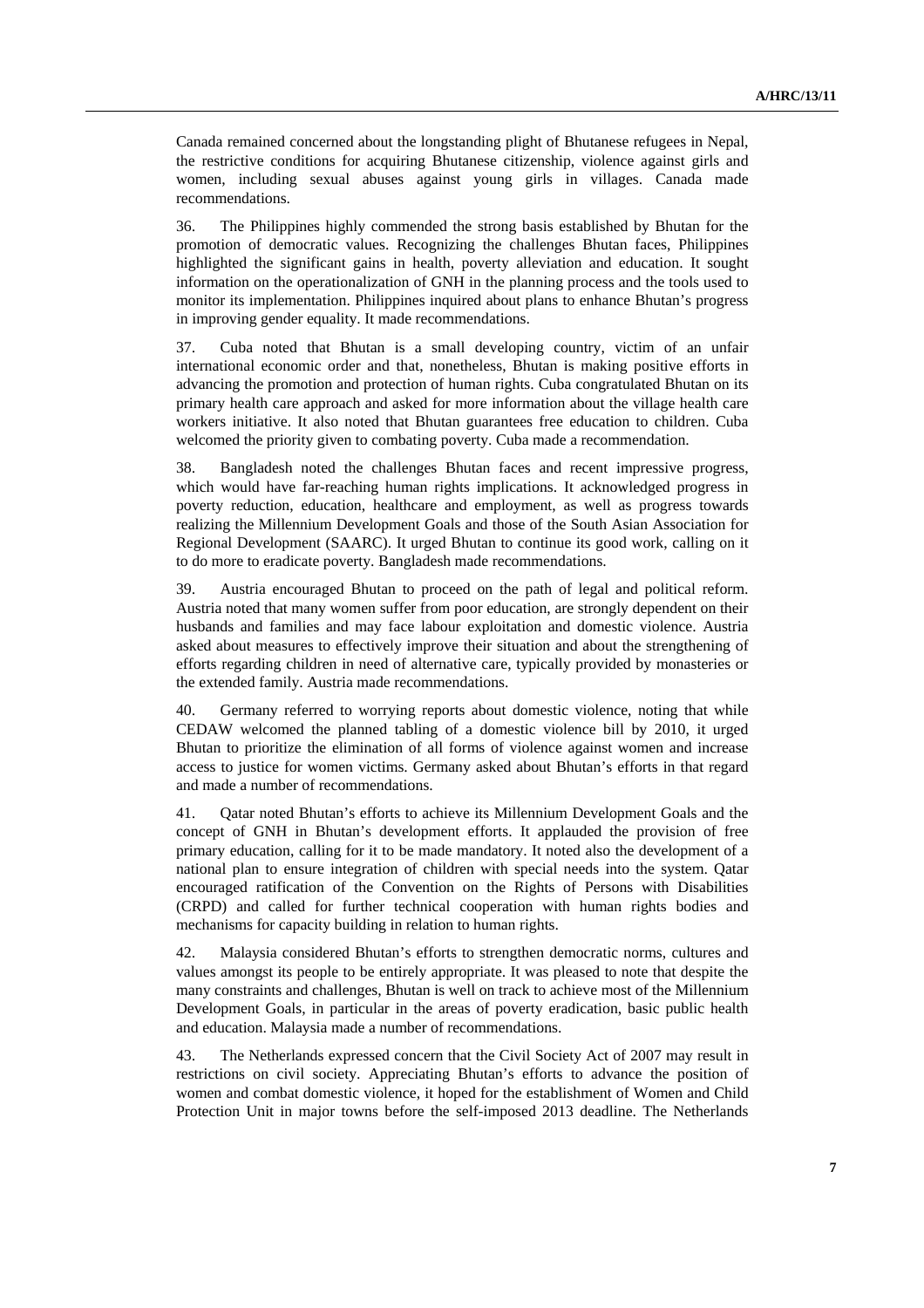Canada remained concerned about the longstanding plight of Bhutanese refugees in Nepal, the restrictive conditions for acquiring Bhutanese citizenship, violence against girls and women, including sexual abuses against young girls in villages. Canada made recommendations.

36. The Philippines highly commended the strong basis established by Bhutan for the promotion of democratic values. Recognizing the challenges Bhutan faces, Philippines highlighted the significant gains in health, poverty alleviation and education. It sought information on the operationalization of GNH in the planning process and the tools used to monitor its implementation. Philippines inquired about plans to enhance Bhutan's progress in improving gender equality. It made recommendations.

37. Cuba noted that Bhutan is a small developing country, victim of an unfair international economic order and that, nonetheless, Bhutan is making positive efforts in advancing the promotion and protection of human rights. Cuba congratulated Bhutan on its primary health care approach and asked for more information about the village health care workers initiative. It also noted that Bhutan guarantees free education to children. Cuba welcomed the priority given to combating poverty. Cuba made a recommendation.

38. Bangladesh noted the challenges Bhutan faces and recent impressive progress, which would have far-reaching human rights implications. It acknowledged progress in poverty reduction, education, healthcare and employment, as well as progress towards realizing the Millennium Development Goals and those of the South Asian Association for Regional Development (SAARC). It urged Bhutan to continue its good work, calling on it to do more to eradicate poverty. Bangladesh made recommendations.

39. Austria encouraged Bhutan to proceed on the path of legal and political reform. Austria noted that many women suffer from poor education, are strongly dependent on their husbands and families and may face labour exploitation and domestic violence. Austria asked about measures to effectively improve their situation and about the strengthening of efforts regarding children in need of alternative care, typically provided by monasteries or the extended family. Austria made recommendations.

40. Germany referred to worrying reports about domestic violence, noting that while CEDAW welcomed the planned tabling of a domestic violence bill by 2010, it urged Bhutan to prioritize the elimination of all forms of violence against women and increase access to justice for women victims. Germany asked about Bhutan's efforts in that regard and made a number of recommendations.

41. Qatar noted Bhutan's efforts to achieve its Millennium Development Goals and the concept of GNH in Bhutan's development efforts. It applauded the provision of free primary education, calling for it to be made mandatory. It noted also the development of a national plan to ensure integration of children with special needs into the system. Qatar encouraged ratification of the Convention on the Rights of Persons with Disabilities (CRPD) and called for further technical cooperation with human rights bodies and mechanisms for capacity building in relation to human rights.

42. Malaysia considered Bhutan's efforts to strengthen democratic norms, cultures and values amongst its people to be entirely appropriate. It was pleased to note that despite the many constraints and challenges, Bhutan is well on track to achieve most of the Millennium Development Goals, in particular in the areas of poverty eradication, basic public health and education. Malaysia made a number of recommendations.

43. The Netherlands expressed concern that the Civil Society Act of 2007 may result in restrictions on civil society. Appreciating Bhutan's efforts to advance the position of women and combat domestic violence, it hoped for the establishment of Women and Child Protection Unit in major towns before the self-imposed 2013 deadline. The Netherlands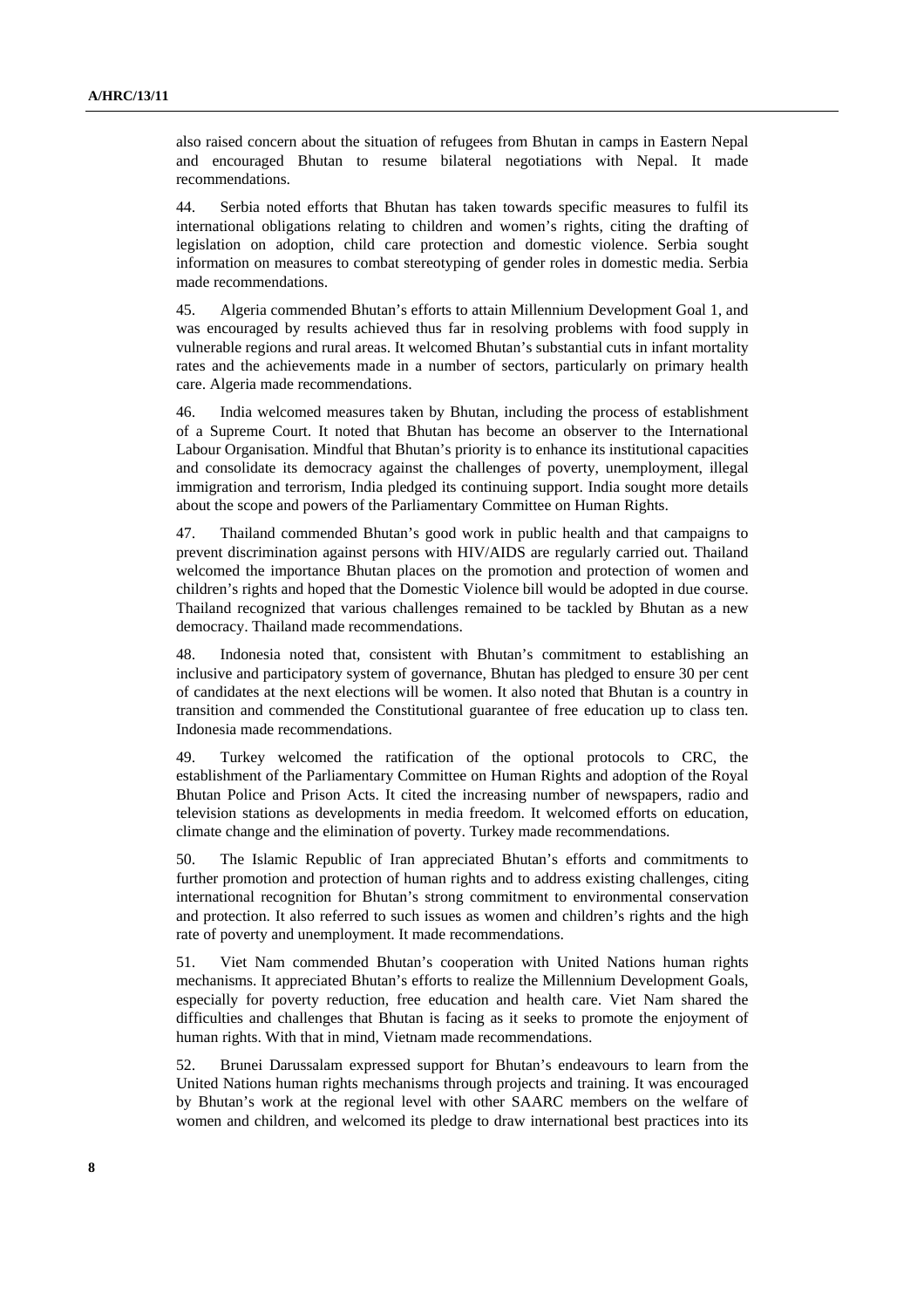also raised concern about the situation of refugees from Bhutan in camps in Eastern Nepal and encouraged Bhutan to resume bilateral negotiations with Nepal. It made recommendations.

44. Serbia noted efforts that Bhutan has taken towards specific measures to fulfil its international obligations relating to children and women's rights, citing the drafting of legislation on adoption, child care protection and domestic violence. Serbia sought information on measures to combat stereotyping of gender roles in domestic media. Serbia made recommendations.

45. Algeria commended Bhutan's efforts to attain Millennium Development Goal 1, and was encouraged by results achieved thus far in resolving problems with food supply in vulnerable regions and rural areas. It welcomed Bhutan's substantial cuts in infant mortality rates and the achievements made in a number of sectors, particularly on primary health care. Algeria made recommendations.

46. India welcomed measures taken by Bhutan, including the process of establishment of a Supreme Court. It noted that Bhutan has become an observer to the International Labour Organisation. Mindful that Bhutan's priority is to enhance its institutional capacities and consolidate its democracy against the challenges of poverty, unemployment, illegal immigration and terrorism, India pledged its continuing support. India sought more details about the scope and powers of the Parliamentary Committee on Human Rights.

47. Thailand commended Bhutan's good work in public health and that campaigns to prevent discrimination against persons with HIV/AIDS are regularly carried out. Thailand welcomed the importance Bhutan places on the promotion and protection of women and children's rights and hoped that the Domestic Violence bill would be adopted in due course. Thailand recognized that various challenges remained to be tackled by Bhutan as a new democracy. Thailand made recommendations.

48. Indonesia noted that, consistent with Bhutan's commitment to establishing an inclusive and participatory system of governance, Bhutan has pledged to ensure 30 per cent of candidates at the next elections will be women. It also noted that Bhutan is a country in transition and commended the Constitutional guarantee of free education up to class ten. Indonesia made recommendations.

49. Turkey welcomed the ratification of the optional protocols to CRC, the establishment of the Parliamentary Committee on Human Rights and adoption of the Royal Bhutan Police and Prison Acts. It cited the increasing number of newspapers, radio and television stations as developments in media freedom. It welcomed efforts on education, climate change and the elimination of poverty. Turkey made recommendations.

50. The Islamic Republic of Iran appreciated Bhutan's efforts and commitments to further promotion and protection of human rights and to address existing challenges, citing international recognition for Bhutan's strong commitment to environmental conservation and protection. It also referred to such issues as women and children's rights and the high rate of poverty and unemployment. It made recommendations.

51. Viet Nam commended Bhutan's cooperation with United Nations human rights mechanisms. It appreciated Bhutan's efforts to realize the Millennium Development Goals, especially for poverty reduction, free education and health care. Viet Nam shared the difficulties and challenges that Bhutan is facing as it seeks to promote the enjoyment of human rights. With that in mind, Vietnam made recommendations.

52. Brunei Darussalam expressed support for Bhutan's endeavours to learn from the United Nations human rights mechanisms through projects and training. It was encouraged by Bhutan's work at the regional level with other SAARC members on the welfare of women and children, and welcomed its pledge to draw international best practices into its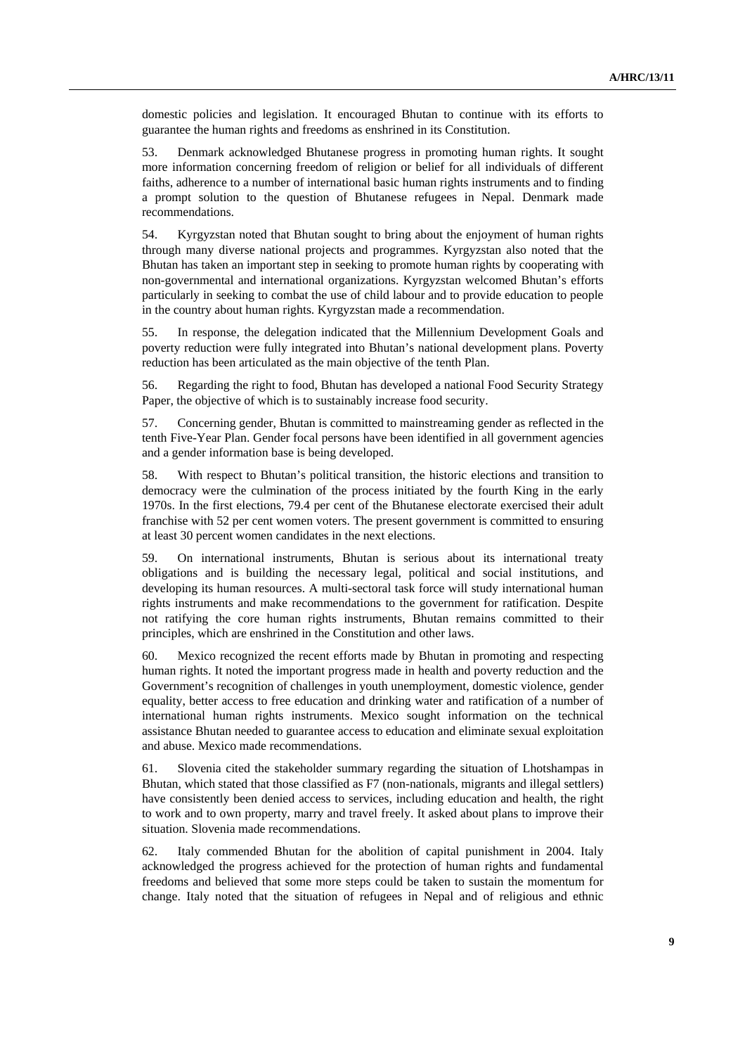domestic policies and legislation. It encouraged Bhutan to continue with its efforts to guarantee the human rights and freedoms as enshrined in its Constitution.

53. Denmark acknowledged Bhutanese progress in promoting human rights. It sought more information concerning freedom of religion or belief for all individuals of different faiths, adherence to a number of international basic human rights instruments and to finding a prompt solution to the question of Bhutanese refugees in Nepal. Denmark made recommendations.

54. Kyrgyzstan noted that Bhutan sought to bring about the enjoyment of human rights through many diverse national projects and programmes. Kyrgyzstan also noted that the Bhutan has taken an important step in seeking to promote human rights by cooperating with non-governmental and international organizations. Kyrgyzstan welcomed Bhutan's efforts particularly in seeking to combat the use of child labour and to provide education to people in the country about human rights. Kyrgyzstan made a recommendation.

55. In response, the delegation indicated that the Millennium Development Goals and poverty reduction were fully integrated into Bhutan's national development plans. Poverty reduction has been articulated as the main objective of the tenth Plan.

56. Regarding the right to food, Bhutan has developed a national Food Security Strategy Paper, the objective of which is to sustainably increase food security.

57. Concerning gender, Bhutan is committed to mainstreaming gender as reflected in the tenth Five-Year Plan. Gender focal persons have been identified in all government agencies and a gender information base is being developed.

58. With respect to Bhutan's political transition, the historic elections and transition to democracy were the culmination of the process initiated by the fourth King in the early 1970s. In the first elections, 79.4 per cent of the Bhutanese electorate exercised their adult franchise with 52 per cent women voters. The present government is committed to ensuring at least 30 percent women candidates in the next elections.

59. On international instruments, Bhutan is serious about its international treaty obligations and is building the necessary legal, political and social institutions, and developing its human resources. A multi-sectoral task force will study international human rights instruments and make recommendations to the government for ratification. Despite not ratifying the core human rights instruments, Bhutan remains committed to their principles, which are enshrined in the Constitution and other laws.

60. Mexico recognized the recent efforts made by Bhutan in promoting and respecting human rights. It noted the important progress made in health and poverty reduction and the Government's recognition of challenges in youth unemployment, domestic violence, gender equality, better access to free education and drinking water and ratification of a number of international human rights instruments. Mexico sought information on the technical assistance Bhutan needed to guarantee access to education and eliminate sexual exploitation and abuse. Mexico made recommendations.

61. Slovenia cited the stakeholder summary regarding the situation of Lhotshampas in Bhutan, which stated that those classified as F7 (non-nationals, migrants and illegal settlers) have consistently been denied access to services, including education and health, the right to work and to own property, marry and travel freely. It asked about plans to improve their situation. Slovenia made recommendations.

62. Italy commended Bhutan for the abolition of capital punishment in 2004. Italy acknowledged the progress achieved for the protection of human rights and fundamental freedoms and believed that some more steps could be taken to sustain the momentum for change. Italy noted that the situation of refugees in Nepal and of religious and ethnic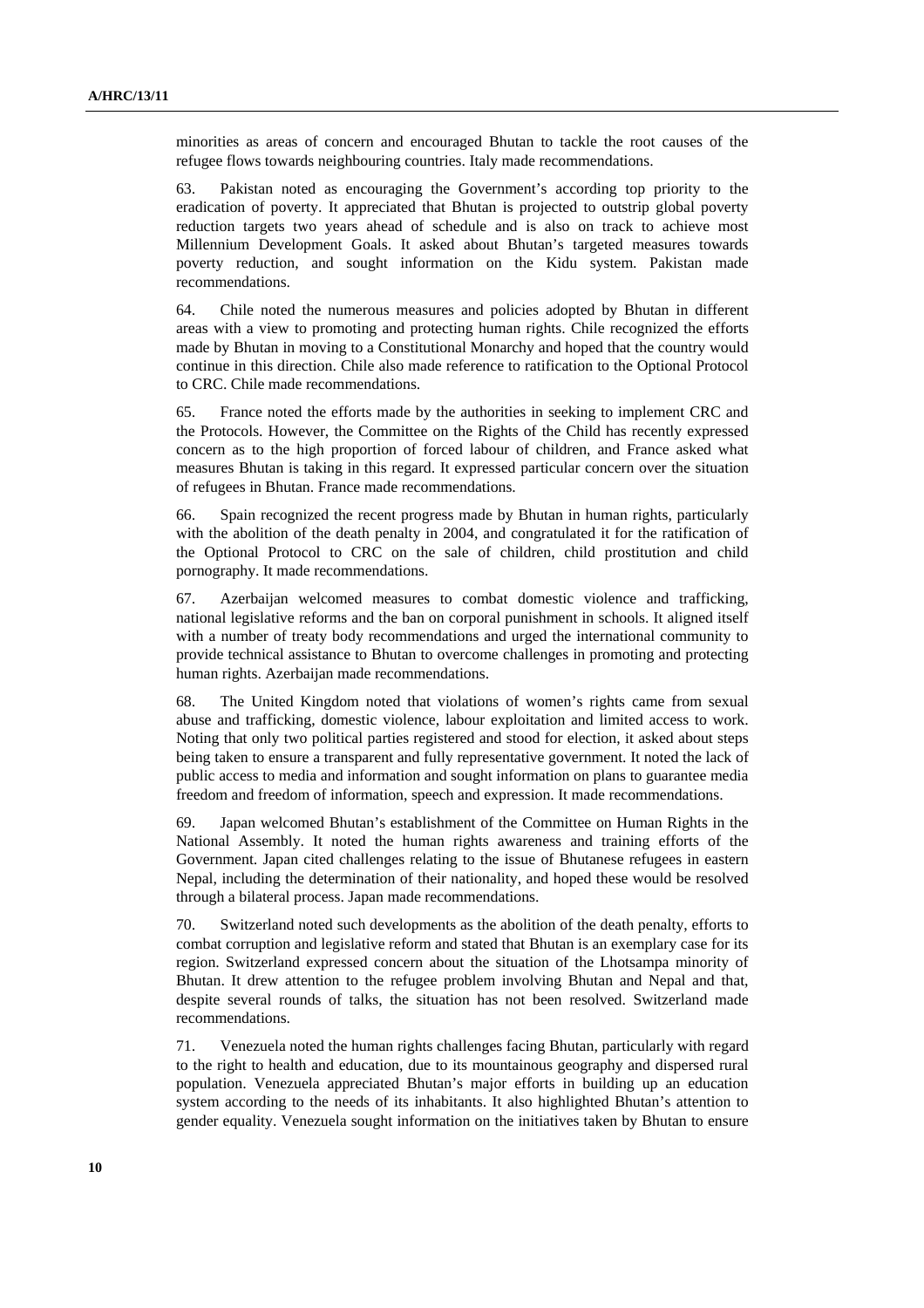minorities as areas of concern and encouraged Bhutan to tackle the root causes of the refugee flows towards neighbouring countries. Italy made recommendations.

63. Pakistan noted as encouraging the Government's according top priority to the eradication of poverty. It appreciated that Bhutan is projected to outstrip global poverty reduction targets two years ahead of schedule and is also on track to achieve most Millennium Development Goals. It asked about Bhutan's targeted measures towards poverty reduction, and sought information on the Kidu system. Pakistan made recommendations.

64. Chile noted the numerous measures and policies adopted by Bhutan in different areas with a view to promoting and protecting human rights. Chile recognized the efforts made by Bhutan in moving to a Constitutional Monarchy and hoped that the country would continue in this direction. Chile also made reference to ratification to the Optional Protocol to CRC. Chile made recommendations.

65. France noted the efforts made by the authorities in seeking to implement CRC and the Protocols. However, the Committee on the Rights of the Child has recently expressed concern as to the high proportion of forced labour of children, and France asked what measures Bhutan is taking in this regard. It expressed particular concern over the situation of refugees in Bhutan. France made recommendations.

66. Spain recognized the recent progress made by Bhutan in human rights, particularly with the abolition of the death penalty in 2004, and congratulated it for the ratification of the Optional Protocol to CRC on the sale of children, child prostitution and child pornography. It made recommendations.

67. Azerbaijan welcomed measures to combat domestic violence and trafficking, national legislative reforms and the ban on corporal punishment in schools. It aligned itself with a number of treaty body recommendations and urged the international community to provide technical assistance to Bhutan to overcome challenges in promoting and protecting human rights. Azerbaijan made recommendations.

68. The United Kingdom noted that violations of women's rights came from sexual abuse and trafficking, domestic violence, labour exploitation and limited access to work. Noting that only two political parties registered and stood for election, it asked about steps being taken to ensure a transparent and fully representative government. It noted the lack of public access to media and information and sought information on plans to guarantee media freedom and freedom of information, speech and expression. It made recommendations.

69. Japan welcomed Bhutan's establishment of the Committee on Human Rights in the National Assembly. It noted the human rights awareness and training efforts of the Government. Japan cited challenges relating to the issue of Bhutanese refugees in eastern Nepal, including the determination of their nationality, and hoped these would be resolved through a bilateral process. Japan made recommendations.

70. Switzerland noted such developments as the abolition of the death penalty, efforts to combat corruption and legislative reform and stated that Bhutan is an exemplary case for its region. Switzerland expressed concern about the situation of the Lhotsampa minority of Bhutan. It drew attention to the refugee problem involving Bhutan and Nepal and that, despite several rounds of talks, the situation has not been resolved. Switzerland made recommendations.

71. Venezuela noted the human rights challenges facing Bhutan, particularly with regard to the right to health and education, due to its mountainous geography and dispersed rural population. Venezuela appreciated Bhutan's major efforts in building up an education system according to the needs of its inhabitants. It also highlighted Bhutan's attention to gender equality. Venezuela sought information on the initiatives taken by Bhutan to ensure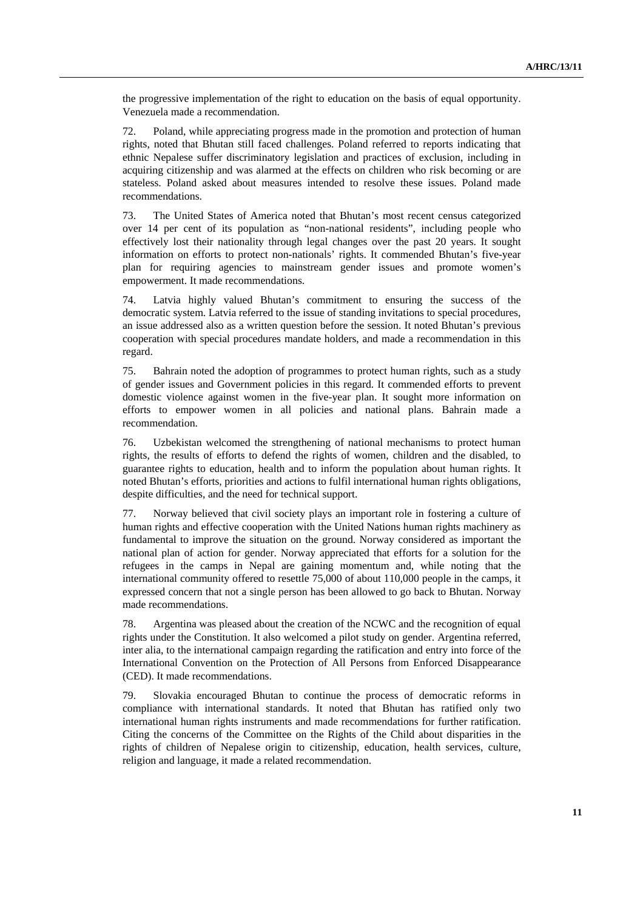the progressive implementation of the right to education on the basis of equal opportunity. Venezuela made a recommendation.

72. Poland, while appreciating progress made in the promotion and protection of human rights, noted that Bhutan still faced challenges. Poland referred to reports indicating that ethnic Nepalese suffer discriminatory legislation and practices of exclusion, including in acquiring citizenship and was alarmed at the effects on children who risk becoming or are stateless. Poland asked about measures intended to resolve these issues. Poland made recommendations.

73. The United States of America noted that Bhutan's most recent census categorized over 14 per cent of its population as "non-national residents", including people who effectively lost their nationality through legal changes over the past 20 years. It sought information on efforts to protect non-nationals' rights. It commended Bhutan's five-year plan for requiring agencies to mainstream gender issues and promote women's empowerment. It made recommendations.

74. Latvia highly valued Bhutan's commitment to ensuring the success of the democratic system. Latvia referred to the issue of standing invitations to special procedures, an issue addressed also as a written question before the session. It noted Bhutan's previous cooperation with special procedures mandate holders, and made a recommendation in this regard.

75. Bahrain noted the adoption of programmes to protect human rights, such as a study of gender issues and Government policies in this regard. It commended efforts to prevent domestic violence against women in the five-year plan. It sought more information on efforts to empower women in all policies and national plans. Bahrain made a recommendation.

76. Uzbekistan welcomed the strengthening of national mechanisms to protect human rights, the results of efforts to defend the rights of women, children and the disabled, to guarantee rights to education, health and to inform the population about human rights. It noted Bhutan's efforts, priorities and actions to fulfil international human rights obligations, despite difficulties, and the need for technical support.

77. Norway believed that civil society plays an important role in fostering a culture of human rights and effective cooperation with the United Nations human rights machinery as fundamental to improve the situation on the ground. Norway considered as important the national plan of action for gender. Norway appreciated that efforts for a solution for the refugees in the camps in Nepal are gaining momentum and, while noting that the international community offered to resettle 75,000 of about 110,000 people in the camps, it expressed concern that not a single person has been allowed to go back to Bhutan. Norway made recommendations.

78. Argentina was pleased about the creation of the NCWC and the recognition of equal rights under the Constitution. It also welcomed a pilot study on gender. Argentina referred, inter alia, to the international campaign regarding the ratification and entry into force of the International Convention on the Protection of All Persons from Enforced Disappearance (CED). It made recommendations.

79. Slovakia encouraged Bhutan to continue the process of democratic reforms in compliance with international standards. It noted that Bhutan has ratified only two international human rights instruments and made recommendations for further ratification. Citing the concerns of the Committee on the Rights of the Child about disparities in the rights of children of Nepalese origin to citizenship, education, health services, culture, religion and language, it made a related recommendation.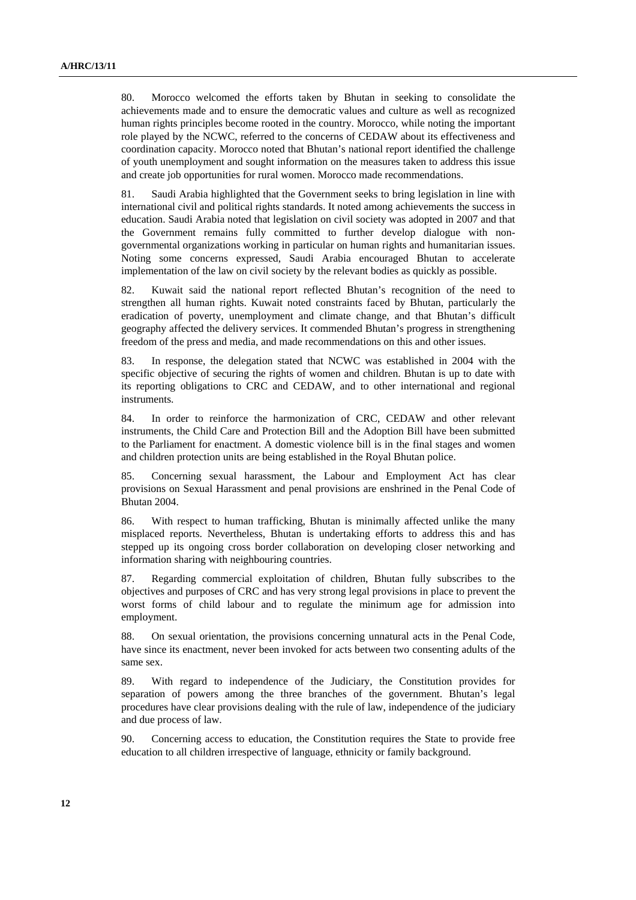80. Morocco welcomed the efforts taken by Bhutan in seeking to consolidate the achievements made and to ensure the democratic values and culture as well as recognized human rights principles become rooted in the country. Morocco, while noting the important role played by the NCWC, referred to the concerns of CEDAW about its effectiveness and coordination capacity. Morocco noted that Bhutan's national report identified the challenge of youth unemployment and sought information on the measures taken to address this issue and create job opportunities for rural women. Morocco made recommendations.

81. Saudi Arabia highlighted that the Government seeks to bring legislation in line with international civil and political rights standards. It noted among achievements the success in education. Saudi Arabia noted that legislation on civil society was adopted in 2007 and that the Government remains fully committed to further develop dialogue with non-governmental organizations working in particular on human rights and humanitarian issues. Noting some concerns expressed, Saudi Arabia encouraged Bhutan to accelerate implementation of the law on civil society by the relevant bodies as quickly as possible.

82. Kuwait said the national report reflected Bhutan's recognition of the need to strengthen all human rights. Kuwait noted constraints faced by Bhutan, particularly the eradication of poverty, unemployment and climate change, and that Bhutan's difficult geography affected the delivery services. It commended Bhutan's progress in strengthening freedom of the press and media, and made recommendations on this and other issues.

83. In response, the delegation stated that NCWC was established in 2004 with the specific objective of securing the rights of women and children. Bhutan is up to date with its reporting obligations to CRC and CEDAW, and to other international and regional instruments.

84. In order to reinforce the harmonization of CRC, CEDAW and other relevant instruments, the Child Care and Protection Bill and the Adoption Bill have been submitted to the Parliament for enactment. A domestic violence bill is in the final stages and women and children protection units are being established in the Royal Bhutan police.

85. Concerning sexual harassment, the Labour and Employment Act has clear provisions on Sexual Harassment and penal provisions are enshrined in the Penal Code of Bhutan 2004.

86. With respect to human trafficking, Bhutan is minimally affected unlike the many misplaced reports. Nevertheless, Bhutan is undertaking efforts to address this and has stepped up its ongoing cross border collaboration on developing closer networking and information sharing with neighbouring countries.

87. Regarding commercial exploitation of children, Bhutan fully subscribes to the objectives and purposes of CRC and has very strong legal provisions in place to prevent the worst forms of child labour and to regulate the minimum age for admission into employment.

88. On sexual orientation, the provisions concerning unnatural acts in the Penal Code, have since its enactment, never been invoked for acts between two consenting adults of the same sex.

89. With regard to independence of the Judiciary, the Constitution provides for separation of powers among the three branches of the government. Bhutan's legal procedures have clear provisions dealing with the rule of law, independence of the judiciary and due process of law.

90. Concerning access to education, the Constitution requires the State to provide free education to all children irrespective of language, ethnicity or family background.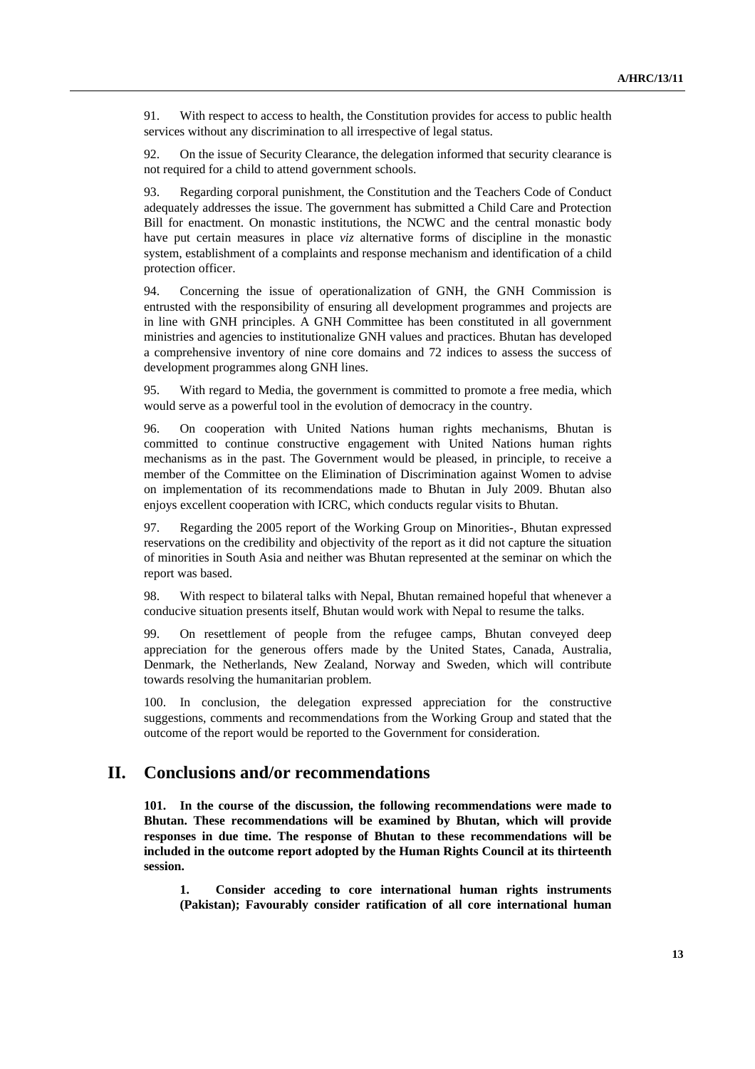91. With respect to access to health, the Constitution provides for access to public health services without any discrimination to all irrespective of legal status.

92. On the issue of Security Clearance, the delegation informed that security clearance is not required for a child to attend government schools.

93. Regarding corporal punishment, the Constitution and the Teachers Code of Conduct adequately addresses the issue. The government has submitted a Child Care and Protection Bill for enactment. On monastic institutions, the NCWC and the central monastic body have put certain measures in place *viz* alternative forms of discipline in the monastic system, establishment of a complaints and response mechanism and identification of a child protection officer.

94. Concerning the issue of operationalization of GNH, the GNH Commission is entrusted with the responsibility of ensuring all development programmes and projects are in line with GNH principles. A GNH Committee has been constituted in all government ministries and agencies to institutionalize GNH values and practices. Bhutan has developed a comprehensive inventory of nine core domains and 72 indices to assess the success of development programmes along GNH lines.

95. With regard to Media, the government is committed to promote a free media, which would serve as a powerful tool in the evolution of democracy in the country.

96. On cooperation with United Nations human rights mechanisms, Bhutan is committed to continue constructive engagement with United Nations human rights mechanisms as in the past. The Government would be pleased, in principle, to receive a member of the Committee on the Elimination of Discrimination against Women to advise on implementation of its recommendations made to Bhutan in July 2009. Bhutan also enjoys excellent cooperation with ICRC, which conducts regular visits to Bhutan.

97. Regarding the 2005 report of the Working Group on Minorities-, Bhutan expressed reservations on the credibility and objectivity of the report as it did not capture the situation of minorities in South Asia and neither was Bhutan represented at the seminar on which the report was based.

98. With respect to bilateral talks with Nepal, Bhutan remained hopeful that whenever a conducive situation presents itself, Bhutan would work with Nepal to resume the talks.

99. On resettlement of people from the refugee camps, Bhutan conveyed deep appreciation for the generous offers made by the United States, Canada, Australia, Denmark, the Netherlands, New Zealand, Norway and Sweden, which will contribute towards resolving the humanitarian problem.

100. In conclusion, the delegation expressed appreciation for the constructive suggestions, comments and recommendations from the Working Group and stated that the outcome of the report would be reported to the Government for consideration.

# II. Conclusions and/or recommendations

**101. In the course of the discussion, the following recommendations were made to Bhutan. These recommendations will be examined by Bhutan, which will provide responses in due time. The response of Bhutan to these recommendations will be included in the outcome report adopted by the Human Rights Council at its thirteenth session.**

**1. Consider acceding to core international human rights instruments (Pakistan); Favourably consider ratification of all core international human**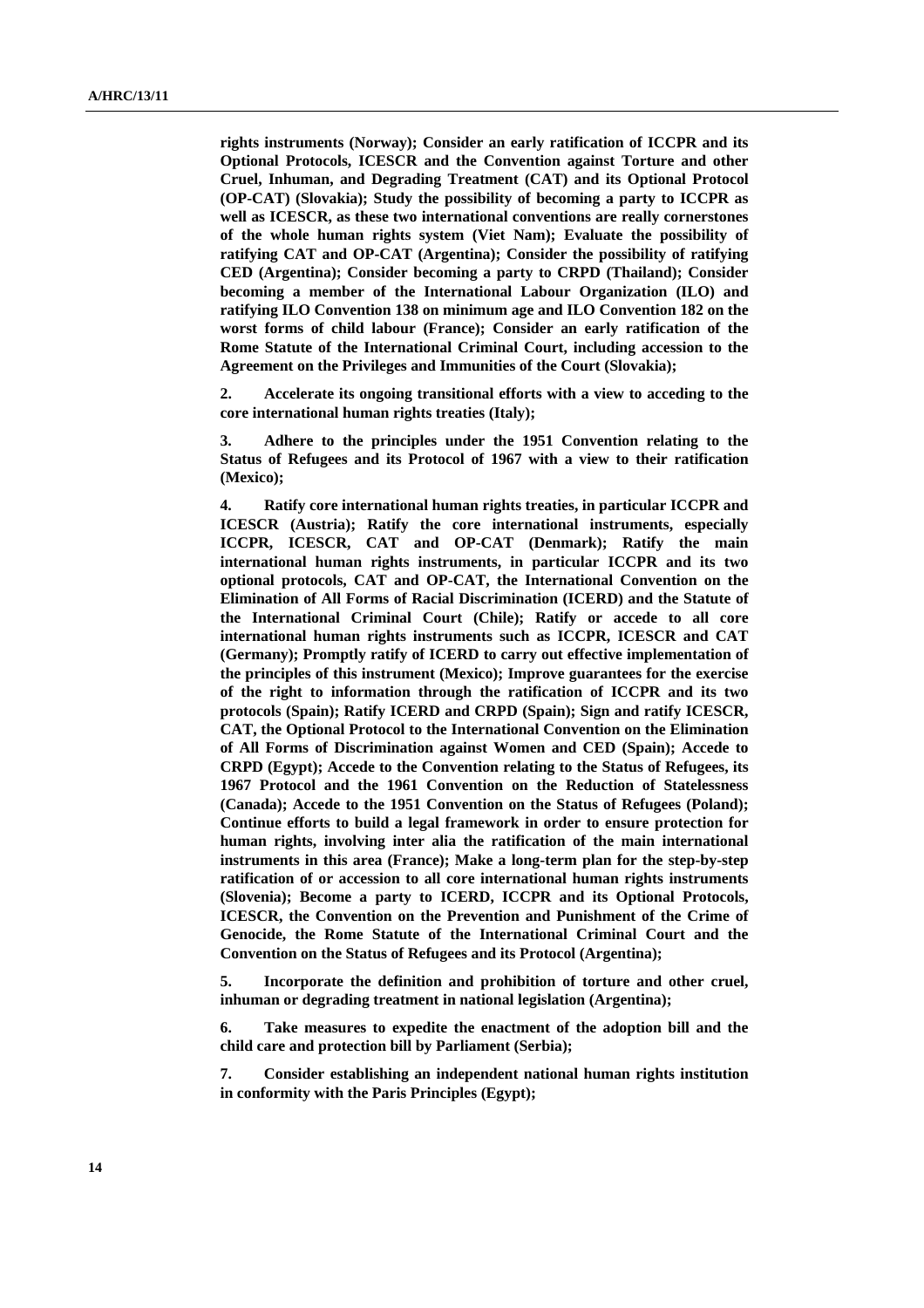**rights instruments (Norway); Consider an early ratification of ICCPR and its Optional Protocols, ICESCR and the Convention against Torture and other Cruel, Inhuman, and Degrading Treatment (CAT) and its Optional Protocol (OP-CAT) (Slovakia); Study the possibility of becoming a party to ICCPR as well as ICESCR, as these two international conventions are really cornerstones of the whole human rights system (Viet Nam); Evaluate the possibility of ratifying CAT and OP-CAT (Argentina); Consider the possibility of ratifying CED (Argentina); Consider becoming a party to CRPD (Thailand); Consider becoming a member of the International Labour Organization (ILO) and ratifying ILO Convention 138 on minimum age and ILO Convention 182 on the worst forms of child labour (France); Consider an early ratification of the Rome Statute of the International Criminal Court, including accession to the Agreement on the Privileges and Immunities of the Court (Slovakia);**

**2. Accelerate its ongoing transitional efforts with a view to acceding to the core international human rights treaties (Italy);**

**3. Adhere to the principles under the 1951 Convention relating to the Status of Refugees and its Protocol of 1967 with a view to their ratification (Mexico);**

**4. Ratify core international human rights treaties, in particular ICCPR and ICESCR (Austria); Ratify the core international instruments, especially ICCPR, ICESCR, CAT and OP-CAT (Denmark); Ratify the main international human rights instruments, in particular ICCPR and its two optional protocols, CAT and OP-CAT, the International Convention on the Elimination of All Forms of Racial Discrimination (ICERD) and the Statute of the International Criminal Court (Chile); Ratify or accede to all core international human rights instruments such as ICCPR, ICESCR and CAT (Germany); Promptly ratify of ICERD to carry out effective implementation of the principles of this instrument (Mexico); Improve guarantees for the exercise of the right to information through the ratification of ICCPR and its two protocols (Spain); Ratify ICERD and CRPD (Spain); Sign and ratify ICESCR, CAT, the Optional Protocol to the International Convention on the Elimination of All Forms of Discrimination against Women and CED (Spain); Accede to CRPD (Egypt); Accede to the Convention relating to the Status of Refugees, its 1967 Protocol and the 1961 Convention on the Reduction of Statelessness (Canada); Accede to the 1951 Convention on the Status of Refugees (Poland); Continue efforts to build a legal framework in order to ensure protection for human rights, involving inter alia the ratification of the main international instruments in this area (France); Make a long-term plan for the step-by-step ratification of or accession to all core international human rights instruments (Slovenia); Become a party to ICERD, ICCPR and its Optional Protocols, ICESCR, the Convention on the Prevention and Punishment of the Crime of Genocide, the Rome Statute of the International Criminal Court and the Convention on the Status of Refugees and its Protocol (Argentina);**

**5. Incorporate the definition and prohibition of torture and other cruel, inhuman or degrading treatment in national legislation (Argentina);**

**6. Take measures to expedite the enactment of the adoption bill and the child care and protection bill by Parliament (Serbia);**

**7. Consider establishing an independent national human rights institution in conformity with the Paris Principles (Egypt);**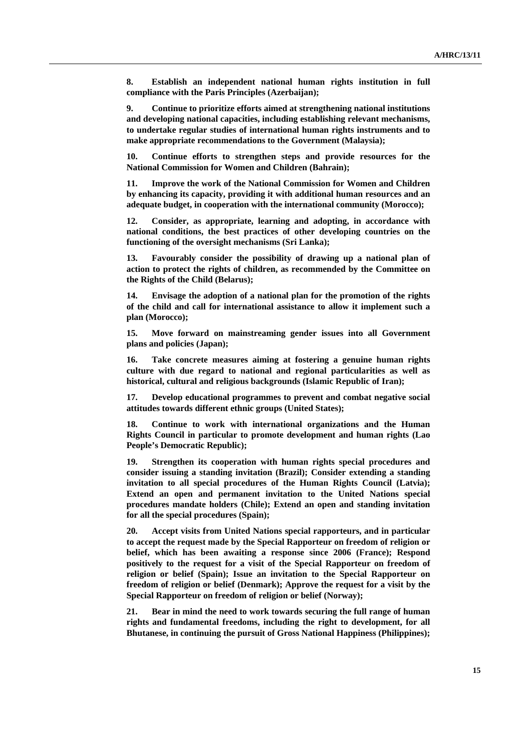**8. Establish an independent national human rights institution in full compliance with the Paris Principles (Azerbaijan);**

**9. Continue to prioritize efforts aimed at strengthening national institutions and developing national capacities, including establishing relevant mechanisms, to undertake regular studies of international human rights instruments and to make appropriate recommendations to the Government (Malaysia);**

**10. Continue efforts to strengthen steps and provide resources for the National Commission for Women and Children (Bahrain);**

**11. Improve the work of the National Commission for Women and Children by enhancing its capacity, providing it with additional human resources and an adequate budget, in cooperation with the international community (Morocco);**

**12. Consider, as appropriate, learning and adopting, in accordance with national conditions, the best practices of other developing countries on the functioning of the oversight mechanisms (Sri Lanka);**

**13. Favourably consider the possibility of drawing up a national plan of action to protect the rights of children, as recommended by the Committee on the Rights of the Child (Belarus);**

**14. Envisage the adoption of a national plan for the promotion of the rights of the child and call for international assistance to allow it implement such a plan (Morocco);**

**15. Move forward on mainstreaming gender issues into all Government plans and policies (Japan);**

**16. Take concrete measures aiming at fostering a genuine human rights culture with due regard to national and regional particularities as well as historical, cultural and religious backgrounds (Islamic Republic of Iran);**

**17. Develop educational programmes to prevent and combat negative social attitudes towards different ethnic groups (United States);**

**18. Continue to work with international organizations and the Human Rights Council in particular to promote development and human rights (Lao People's Democratic Republic);**

**19. Strengthen its cooperation with human rights special procedures and consider issuing a standing invitation (Brazil); Consider extending a standing invitation to all special procedures of the Human Rights Council (Latvia); Extend an open and permanent invitation to the United Nations special procedures mandate holders (Chile); Extend an open and standing invitation for all the special procedures (Spain);**

**20. Accept visits from United Nations special rapporteurs, and in particular to accept the request made by the Special Rapporteur on freedom of religion or belief, which has been awaiting a response since 2006 (France); Respond positively to the request for a visit of the Special Rapporteur on freedom of religion or belief (Spain); Issue an invitation to the Special Rapporteur on freedom of religion or belief (Denmark); Approve the request for a visit by the Special Rapporteur on freedom of religion or belief (Norway);**

**21. Bear in mind the need to work towards securing the full range of human rights and fundamental freedoms, including the right to development, for all Bhutanese, in continuing the pursuit of Gross National Happiness (Philippines);**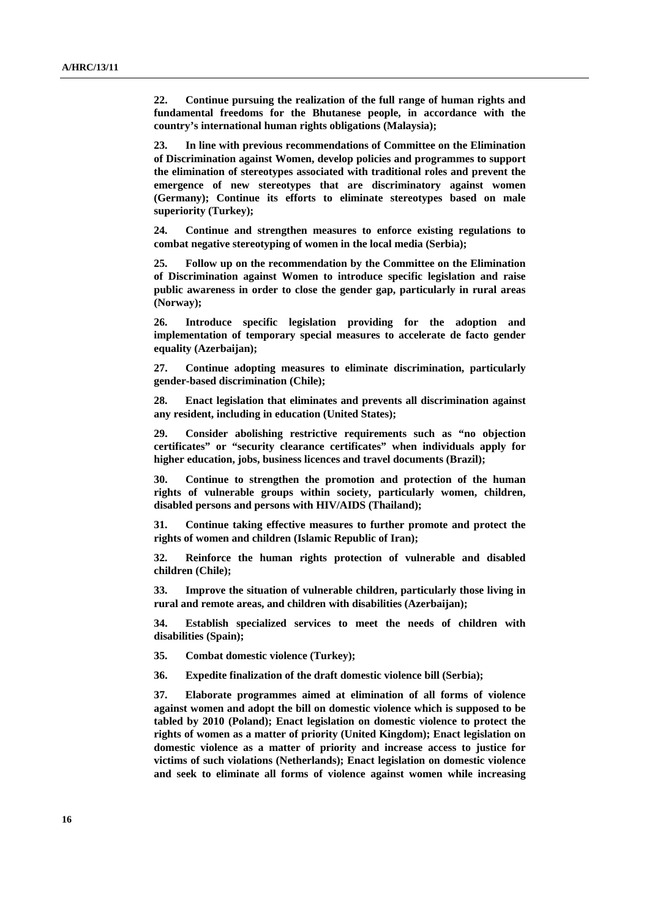**22. Continue pursuing the realization of the full range of human rights and fundamental freedoms for the Bhutanese people, in accordance with the country's international human rights obligations (Malaysia);**

**23. In line with previous recommendations of Committee on the Elimination of Discrimination against Women, develop policies and programmes to support the elimination of stereotypes associated with traditional roles and prevent the emergence of new stereotypes that are discriminatory against women (Germany); Continue its efforts to eliminate stereotypes based on male superiority (Turkey);**

**24. Continue and strengthen measures to enforce existing regulations to combat negative stereotyping of women in the local media (Serbia);**

**25. Follow up on the recommendation by the Committee on the Elimination of Discrimination against Women to introduce specific legislation and raise public awareness in order to close the gender gap, particularly in rural areas (Norway);**

**26. Introduce specific legislation providing for the adoption and implementation of temporary special measures to accelerate de facto gender equality (Azerbaijan);**

**27. Continue adopting measures to eliminate discrimination, particularly gender-based discrimination (Chile);**

**28. Enact legislation that eliminates and prevents all discrimination against any resident, including in education (United States);**

**29. Consider abolishing restrictive requirements such as "no objection certificates" or "security clearance certificates" when individuals apply for higher education, jobs, business licences and travel documents (Brazil);**

**30. Continue to strengthen the promotion and protection of the human rights of vulnerable groups within society, particularly women, children, disabled persons and persons with HIV/AIDS (Thailand);**

**31. Continue taking effective measures to further promote and protect the rights of women and children (Islamic Republic of Iran);**

**32. Reinforce the human rights protection of vulnerable and disabled children (Chile);**

**33. Improve the situation of vulnerable children, particularly those living in rural and remote areas, and children with disabilities (Azerbaijan);**

**34. Establish specialized services to meet the needs of children with disabilities (Spain);**

**35. Combat domestic violence (Turkey);**

**36. Expedite finalization of the draft domestic violence bill (Serbia);**

**37. Elaborate programmes aimed at elimination of all forms of violence against women and adopt the bill on domestic violence which is supposed to be tabled by 2010 (Poland); Enact legislation on domestic violence to protect the rights of women as a matter of priority (United Kingdom); Enact legislation on domestic violence as a matter of priority and increase access to justice for victims of such violations (Netherlands); Enact legislation on domestic violence and seek to eliminate all forms of violence against women while increasing**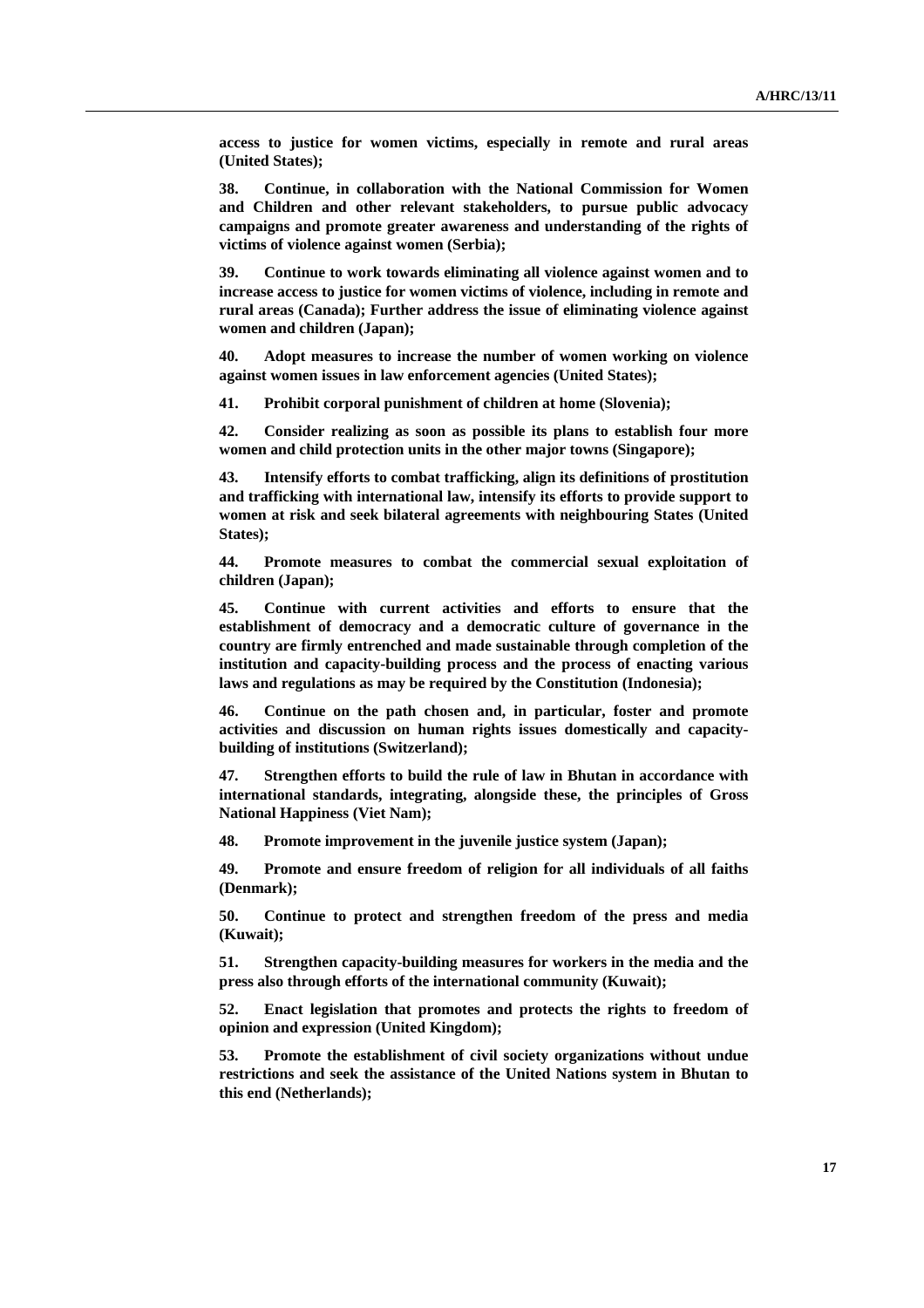**access to justice for women victims, especially in remote and rural areas (United States);**

**38. Continue, in collaboration with the National Commission for Women and Children and other relevant stakeholders, to pursue public advocacy campaigns and promote greater awareness and understanding of the rights of victims of violence against women (Serbia);**

**39. Continue to work towards eliminating all violence against women and to increase access to justice for women victims of violence, including in remote and rural areas (Canada); Further address the issue of eliminating violence against women and children (Japan);**

**40. Adopt measures to increase the number of women working on violence against women issues in law enforcement agencies (United States);**

**41. Prohibit corporal punishment of children at home (Slovenia);**

**42. Consider realizing as soon as possible its plans to establish four more women and child protection units in the other major towns (Singapore);**

**43. Intensify efforts to combat trafficking, align its definitions of prostitution and trafficking with international law, intensify its efforts to provide support to women at risk and seek bilateral agreements with neighbouring States (United States);**

**44. Promote measures to combat the commercial sexual exploitation of children (Japan);**

**45. Continue with current activities and efforts to ensure that the establishment of democracy and a democratic culture of governance in the country are firmly entrenched and made sustainable through completion of the institution and capacity-building process and the process of enacting various laws and regulations as may be required by the Constitution (Indonesia);**

**46. Continue on the path chosen and, in particular, foster and promote activities and discussion on human rights issues domestically and capacity-building of institutions (Switzerland);**

**47. Strengthen efforts to build the rule of law in Bhutan in accordance with international standards, integrating, alongside these, the principles of Gross National Happiness (Viet Nam);**

**48. Promote improvement in the juvenile justice system (Japan);**

**49. Promote and ensure freedom of religion for all individuals of all faiths (Denmark);**

**50. Continue to protect and strengthen freedom of the press and media (Kuwait);**

**51. Strengthen capacity-building measures for workers in the media and the press also through efforts of the international community (Kuwait);**

**52. Enact legislation that promotes and protects the rights to freedom of opinion and expression (United Kingdom);**

**53. Promote the establishment of civil society organizations without undue restrictions and seek the assistance of the United Nations system in Bhutan to this end (Netherlands);**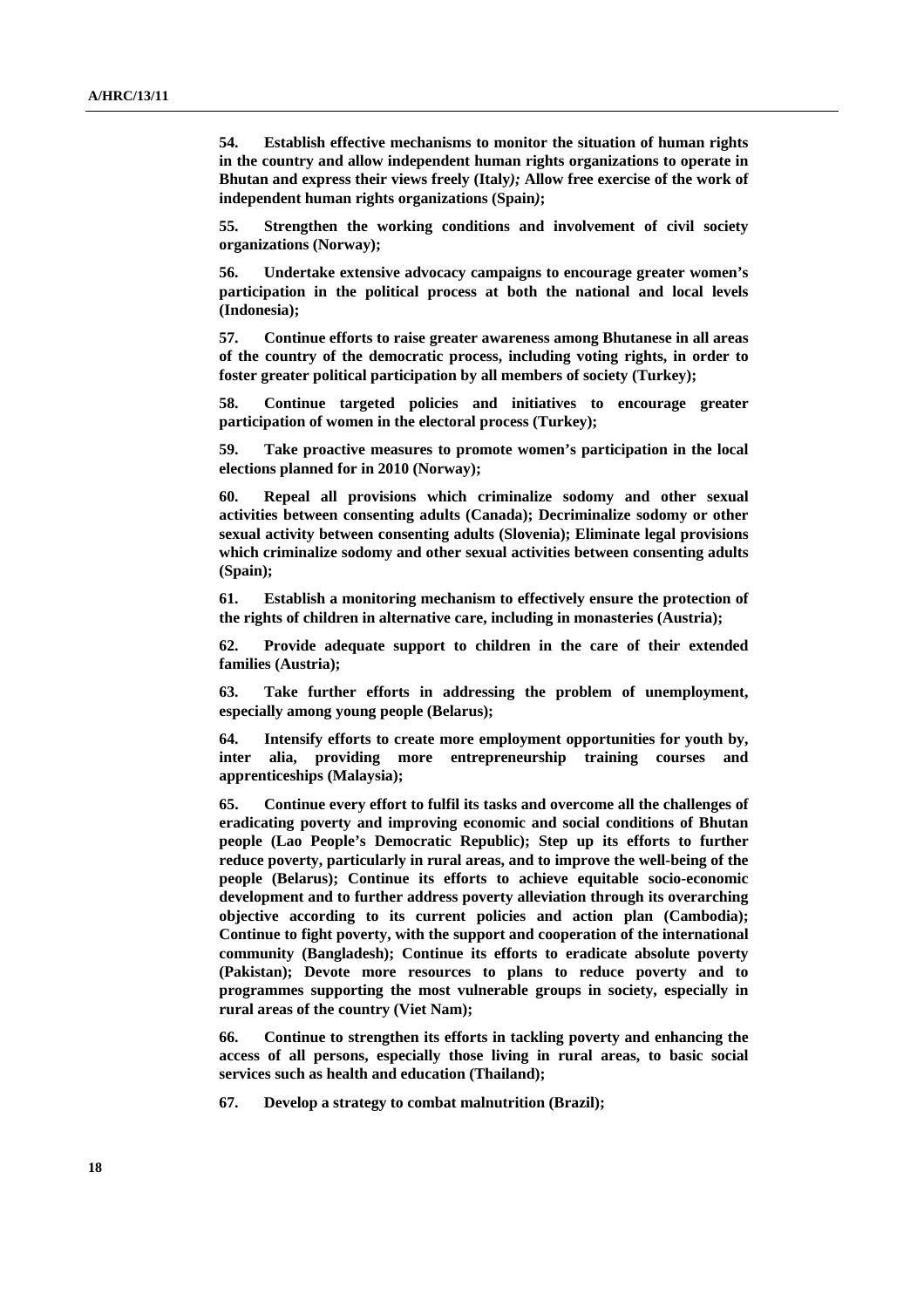**54. Establish effective mechanisms to monitor the situation of human rights in the country and allow independent human rights organizations to operate in Bhutan and express their views freely (Italy)*;* Allow free exercise of the work of independent human rights organizations (Spain*)*;**

**55. Strengthen the working conditions and involvement of civil society organizations (Norway);**

**56. Undertake extensive advocacy campaigns to encourage greater women's participation in the political process at both the national and local levels (Indonesia);**

**57. Continue efforts to raise greater awareness among Bhutanese in all areas of the country of the democratic process, including voting rights, in order to foster greater political participation by all members of society (Turkey);**

**58. Continue targeted policies and initiatives to encourage greater participation of women in the electoral process (Turkey);**

**59. Take proactive measures to promote women's participation in the local elections planned for in 2010 (Norway);**

**60. Repeal all provisions which criminalize sodomy and other sexual activities between consenting adults (Canada); Decriminalize sodomy or other sexual activity between consenting adults (Slovenia); Eliminate legal provisions which criminalize sodomy and other sexual activities between consenting adults (Spain);**

**61. Establish a monitoring mechanism to effectively ensure the protection of the rights of children in alternative care, including in monasteries (Austria);**

**62. Provide adequate support to children in the care of their extended families (Austria);**

**63. Take further efforts in addressing the problem of unemployment, especially among young people (Belarus);**

**64. Intensify efforts to create more employment opportunities for youth by, inter alia, providing more entrepreneurship training courses and apprenticeships (Malaysia);**

**65. Continue every effort to fulfil its tasks and overcome all the challenges of eradicating poverty and improving economic and social conditions of Bhutan people (Lao People's Democratic Republic); Step up its efforts to further reduce poverty, particularly in rural areas, and to improve the well-being of the people (Belarus); Continue its efforts to achieve equitable socio-economic development and to further address poverty alleviation through its overarching objective according to its current policies and action plan (Cambodia); Continue to fight poverty, with the support and cooperation of the international community (Bangladesh); Continue its efforts to eradicate absolute poverty (Pakistan); Devote more resources to plans to reduce poverty and to programmes supporting the most vulnerable groups in society, especially in rural areas of the country (Viet Nam);**

**66. Continue to strengthen its efforts in tackling poverty and enhancing the access of all persons, especially those living in rural areas, to basic social services such as health and education (Thailand);**

**67. Develop a strategy to combat malnutrition (Brazil);**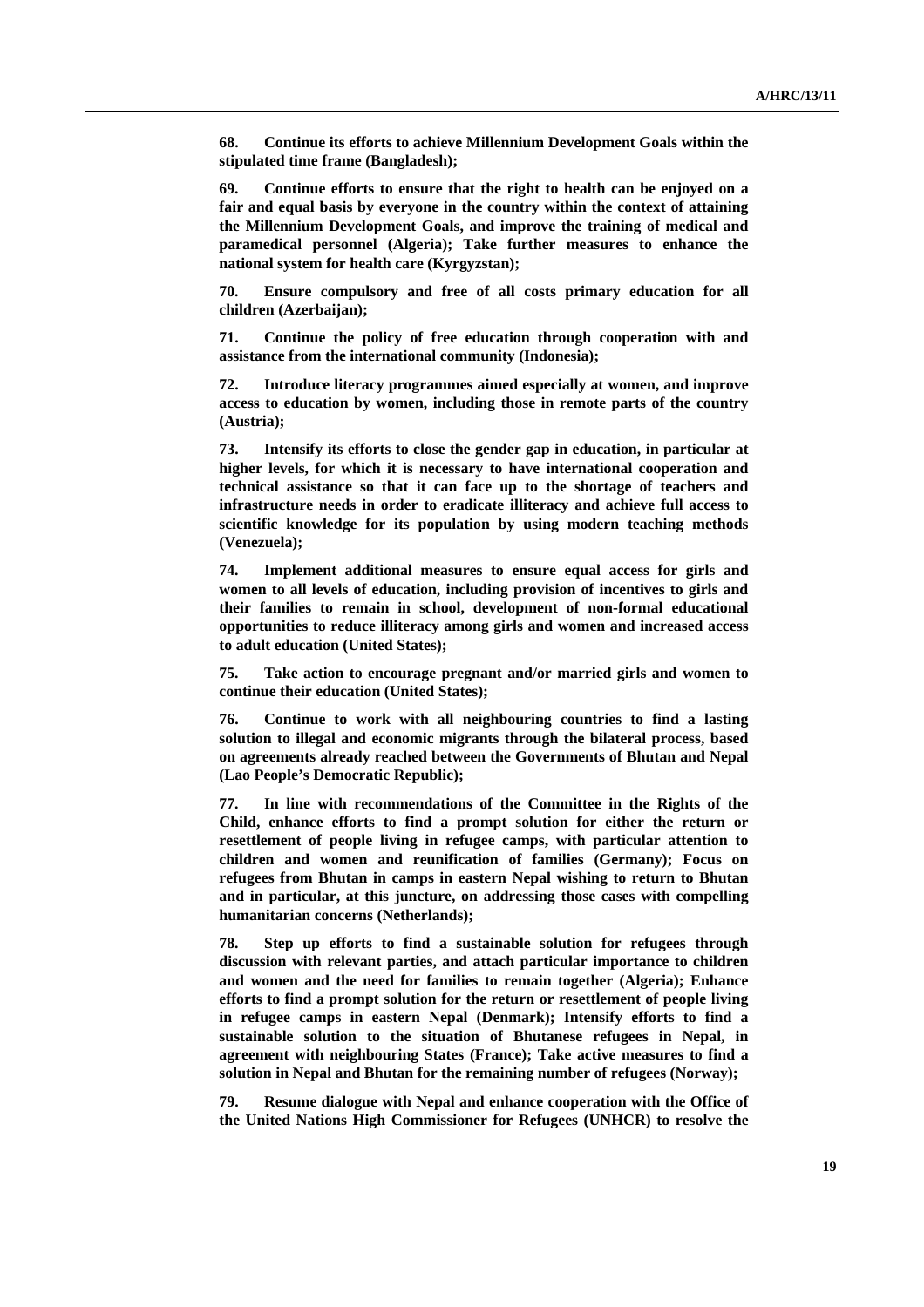**68. Continue its efforts to achieve Millennium Development Goals within the stipulated time frame (Bangladesh);**

**69. Continue efforts to ensure that the right to health can be enjoyed on a fair and equal basis by everyone in the country within the context of attaining the Millennium Development Goals, and improve the training of medical and paramedical personnel (Algeria); Take further measures to enhance the national system for health care (Kyrgyzstan);**

**70. Ensure compulsory and free of all costs primary education for all children (Azerbaijan);**

**71. Continue the policy of free education through cooperation with and assistance from the international community (Indonesia);**

**72. Introduce literacy programmes aimed especially at women, and improve access to education by women, including those in remote parts of the country (Austria);**

**73. Intensify its efforts to close the gender gap in education, in particular at higher levels, for which it is necessary to have international cooperation and technical assistance so that it can face up to the shortage of teachers and infrastructure needs in order to eradicate illiteracy and achieve full access to scientific knowledge for its population by using modern teaching methods (Venezuela);**

**74. Implement additional measures to ensure equal access for girls and women to all levels of education, including provision of incentives to girls and their families to remain in school, development of non-formal educational opportunities to reduce illiteracy among girls and women and increased access to adult education (United States);**

**75. Take action to encourage pregnant and/or married girls and women to continue their education (United States);**

**76. Continue to work with all neighbouring countries to find a lasting solution to illegal and economic migrants through the bilateral process, based on agreements already reached between the Governments of Bhutan and Nepal (Lao People's Democratic Republic);**

**77. In line with recommendations of the Committee in the Rights of the Child, enhance efforts to find a prompt solution for either the return or resettlement of people living in refugee camps, with particular attention to children and women and reunification of families (Germany); Focus on refugees from Bhutan in camps in eastern Nepal wishing to return to Bhutan and in particular, at this juncture, on addressing those cases with compelling humanitarian concerns (Netherlands);**

**78. Step up efforts to find a sustainable solution for refugees through discussion with relevant parties, and attach particular importance to children and women and the need for families to remain together (Algeria); Enhance efforts to find a prompt solution for the return or resettlement of people living in refugee camps in eastern Nepal (Denmark); Intensify efforts to find a sustainable solution to the situation of Bhutanese refugees in Nepal, in agreement with neighbouring States (France); Take active measures to find a solution in Nepal and Bhutan for the remaining number of refugees (Norway);**

**79. Resume dialogue with Nepal and enhance cooperation with the Office of the United Nations High Commissioner for Refugees (UNHCR) to resolve the**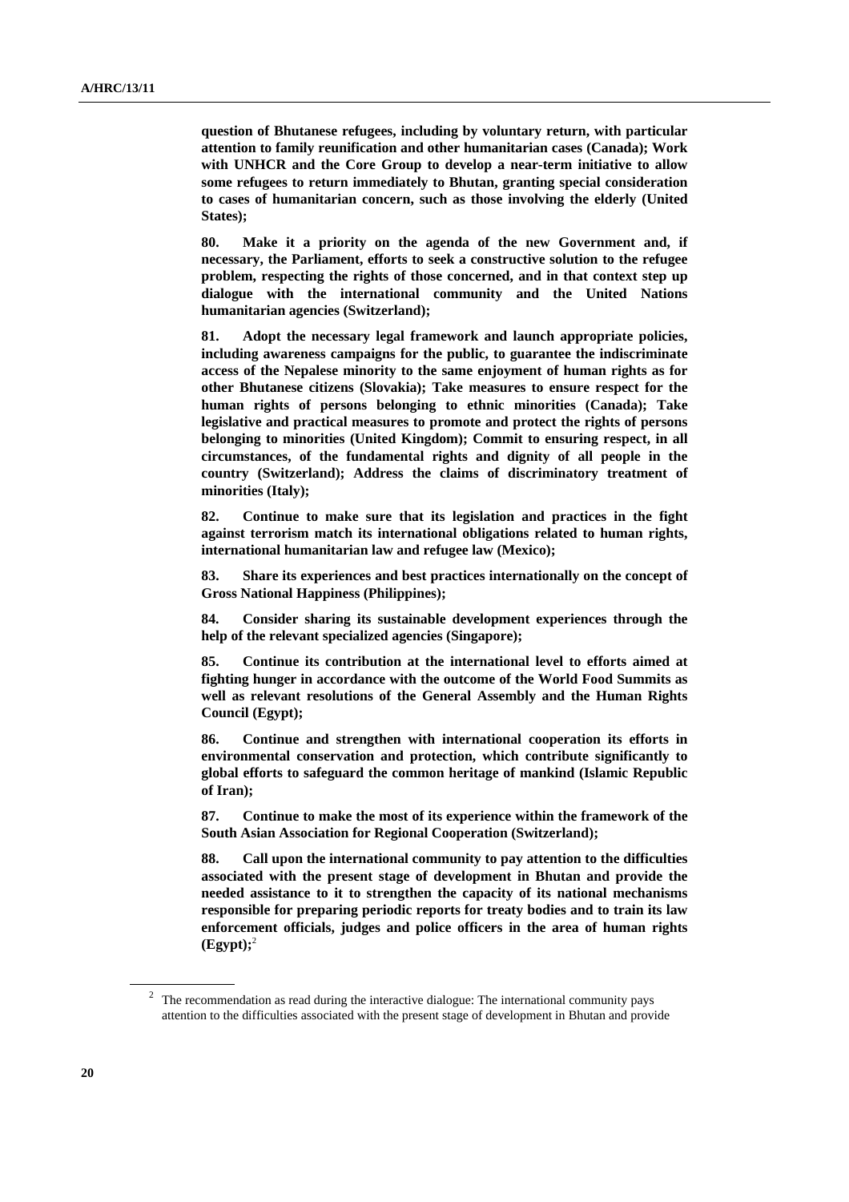**question of Bhutanese refugees, including by voluntary return, with particular attention to family reunification and other humanitarian cases (Canada); Work with UNHCR and the Core Group to develop a near-term initiative to allow some refugees to return immediately to Bhutan, granting special consideration to cases of humanitarian concern, such as those involving the elderly (United States);**

**80. Make it a priority on the agenda of the new Government and, if necessary, the Parliament, efforts to seek a constructive solution to the refugee problem, respecting the rights of those concerned, and in that context step up dialogue with the international community and the United Nations humanitarian agencies (Switzerland);**

**81. Adopt the necessary legal framework and launch appropriate policies, including awareness campaigns for the public, to guarantee the indiscriminate access of the Nepalese minority to the same enjoyment of human rights as for other Bhutanese citizens (Slovakia); Take measures to ensure respect for the human rights of persons belonging to ethnic minorities (Canada); Take legislative and practical measures to promote and protect the rights of persons belonging to minorities (United Kingdom); Commit to ensuring respect, in all circumstances, of the fundamental rights and dignity of all people in the country (Switzerland); Address the claims of discriminatory treatment of minorities (Italy);**

**82. Continue to make sure that its legislation and practices in the fight against terrorism match its international obligations related to human rights, international humanitarian law and refugee law (Mexico);**

**83. Share its experiences and best practices internationally on the concept of Gross National Happiness (Philippines);**

**84. Consider sharing its sustainable development experiences through the help of the relevant specialized agencies (Singapore);**

**85. Continue its contribution at the international level to efforts aimed at fighting hunger in accordance with the outcome of the World Food Summits as well as relevant resolutions of the General Assembly and the Human Rights Council (Egypt);**

**86. Continue and strengthen with international cooperation its efforts in environmental conservation and protection, which contribute significantly to global efforts to safeguard the common heritage of mankind (Islamic Republic of Iran);**

**87. Continue to make the most of its experience within the framework of the South Asian Association for Regional Cooperation (Switzerland);**

**88. Call upon the international community to pay attention to the difficulties associated with the present stage of development in Bhutan and provide the needed assistance to it to strengthen the capacity of its national mechanisms responsible for preparing periodic reports for treaty bodies and to train its law enforcement officials, judges and police officers in the area of human rights (Egypt);**[2]

---

[2] The recommendation as read during the interactive dialogue: The international community pays attention to the difficulties associated with the present stage of development in Bhutan and provide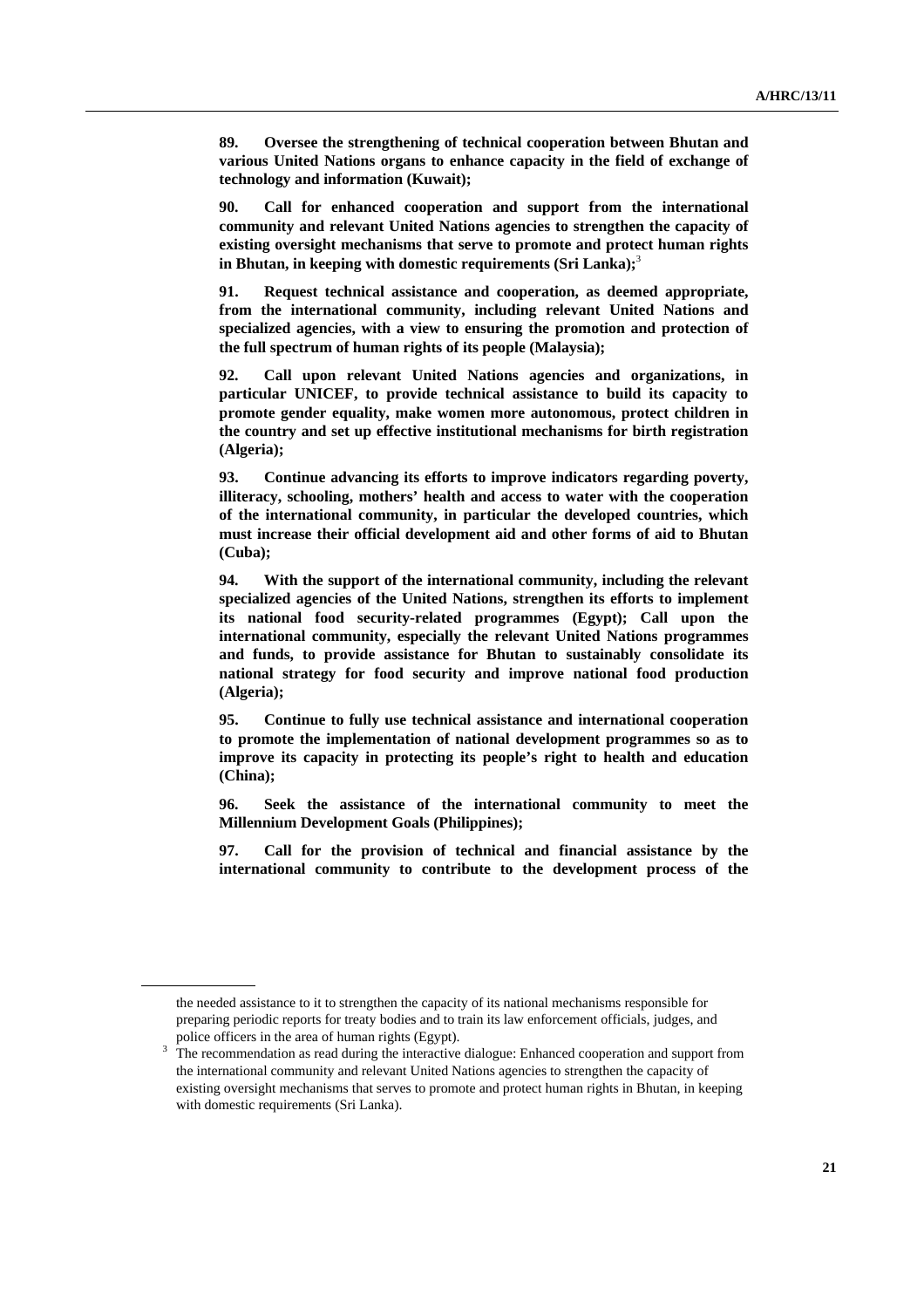**89. Oversee the strengthening of technical cooperation between Bhutan and various United Nations organs to enhance capacity in the field of exchange of technology and information (Kuwait);**

**90. Call for enhanced cooperation and support from the international community and relevant United Nations agencies to strengthen the capacity of existing oversight mechanisms that serve to promote and protect human rights in Bhutan, in keeping with domestic requirements (Sri Lanka);**[3]

**91. Request technical assistance and cooperation, as deemed appropriate, from the international community, including relevant United Nations and specialized agencies, with a view to ensuring the promotion and protection of the full spectrum of human rights of its people (Malaysia);**

**92. Call upon relevant United Nations agencies and organizations, in particular UNICEF, to provide technical assistance to build its capacity to promote gender equality, make women more autonomous, protect children in the country and set up effective institutional mechanisms for birth registration (Algeria);**

**93. Continue advancing its efforts to improve indicators regarding poverty, illiteracy, schooling, mothers' health and access to water with the cooperation of the international community, in particular the developed countries, which must increase their official development aid and other forms of aid to Bhutan (Cuba);**

**94. With the support of the international community, including the relevant specialized agencies of the United Nations, strengthen its efforts to implement its national food security-related programmes (Egypt); Call upon the international community, especially the relevant United Nations programmes and funds, to provide assistance for Bhutan to sustainably consolidate its national strategy for food security and improve national food production (Algeria);**

**95. Continue to fully use technical assistance and international cooperation to promote the implementation of national development programmes so as to improve its capacity in protecting its people's right to health and education (China);**

**96. Seek the assistance of the international community to meet the Millennium Development Goals (Philippines);**

**97. Call for the provision of technical and financial assistance by the international community to contribute to the development process of the**

---

the needed assistance to it to strengthen the capacity of its national mechanisms responsible for preparing periodic reports for treaty bodies and to train its law enforcement officials, judges, and police officers in the area of human rights (Egypt).

[3] The recommendation as read during the interactive dialogue: Enhanced cooperation and support from the international community and relevant United Nations agencies to strengthen the capacity of existing oversight mechanisms that serves to promote and protect human rights in Bhutan, in keeping with domestic requirements (Sri Lanka).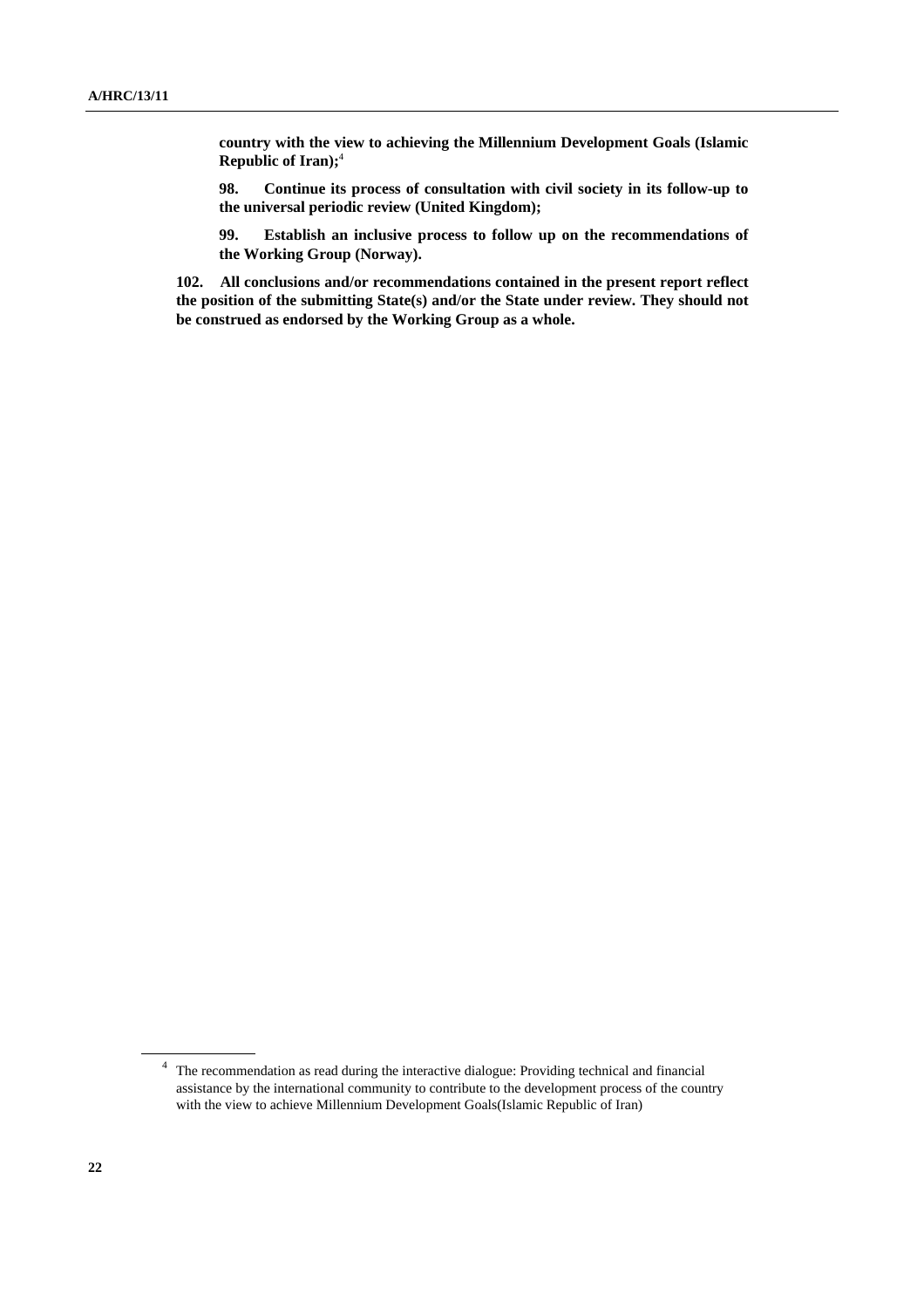**country with the view to achieving the Millennium Development Goals (Islamic Republic of Iran);**[4]

**98. Continue its process of consultation with civil society in its follow-up to the universal periodic review (United Kingdom);**

**99. Establish an inclusive process to follow up on the recommendations of the Working Group (Norway).**

**102. All conclusions and/or recommendations contained in the present report reflect the position of the submitting State(s) and/or the State under review. They should not be construed as endorsed by the Working Group as a whole.**

[4] The recommendation as read during the interactive dialogue: Providing technical and financial assistance by the international community to contribute to the development process of the country with the view to achieve Millennium Development Goals(Islamic Republic of Iran)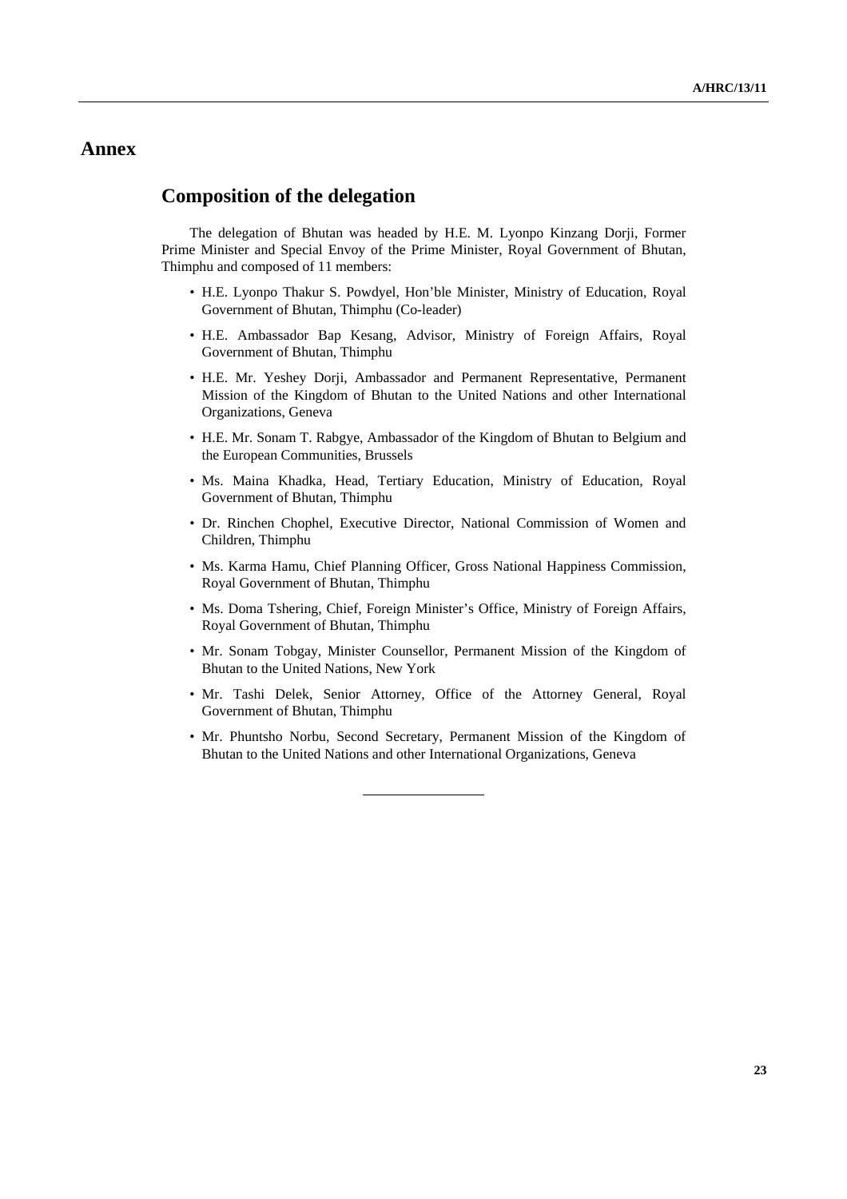# Annex

## Composition of the delegation

The delegation of Bhutan was headed by H.E. M. Lyonpo Kinzang Dorji, Former Prime Minister and Special Envoy of the Prime Minister, Royal Government of Bhutan, Thimphu and composed of 11 members:

- H.E. Lyonpo Thakur S. Powdyel, Hon'ble Minister, Ministry of Education, Royal Government of Bhutan, Thimphu (Co-leader)
- H.E. Ambassador Bap Kesang, Advisor, Ministry of Foreign Affairs, Royal Government of Bhutan, Thimphu
- H.E. Mr. Yeshey Dorji, Ambassador and Permanent Representative, Permanent Mission of the Kingdom of Bhutan to the United Nations and other International Organizations, Geneva
- H.E. Mr. Sonam T. Rabgye, Ambassador of the Kingdom of Bhutan to Belgium and the European Communities, Brussels
- Ms. Maina Khadka, Head, Tertiary Education, Ministry of Education, Royal Government of Bhutan, Thimphu
- Dr. Rinchen Chophel, Executive Director, National Commission of Women and Children, Thimphu
- Ms. Karma Hamu, Chief Planning Officer, Gross National Happiness Commission, Royal Government of Bhutan, Thimphu
- Ms. Doma Tshering, Chief, Foreign Minister's Office, Ministry of Foreign Affairs, Royal Government of Bhutan, Thimphu
- Mr. Sonam Tobgay, Minister Counsellor, Permanent Mission of the Kingdom of Bhutan to the United Nations, New York
- Mr. Tashi Delek, Senior Attorney, Office of the Attorney General, Royal Government of Bhutan, Thimphu
- Mr. Phuntsho Norbu, Second Secretary, Permanent Mission of the Kingdom of Bhutan to the United Nations and other International Organizations, Geneva